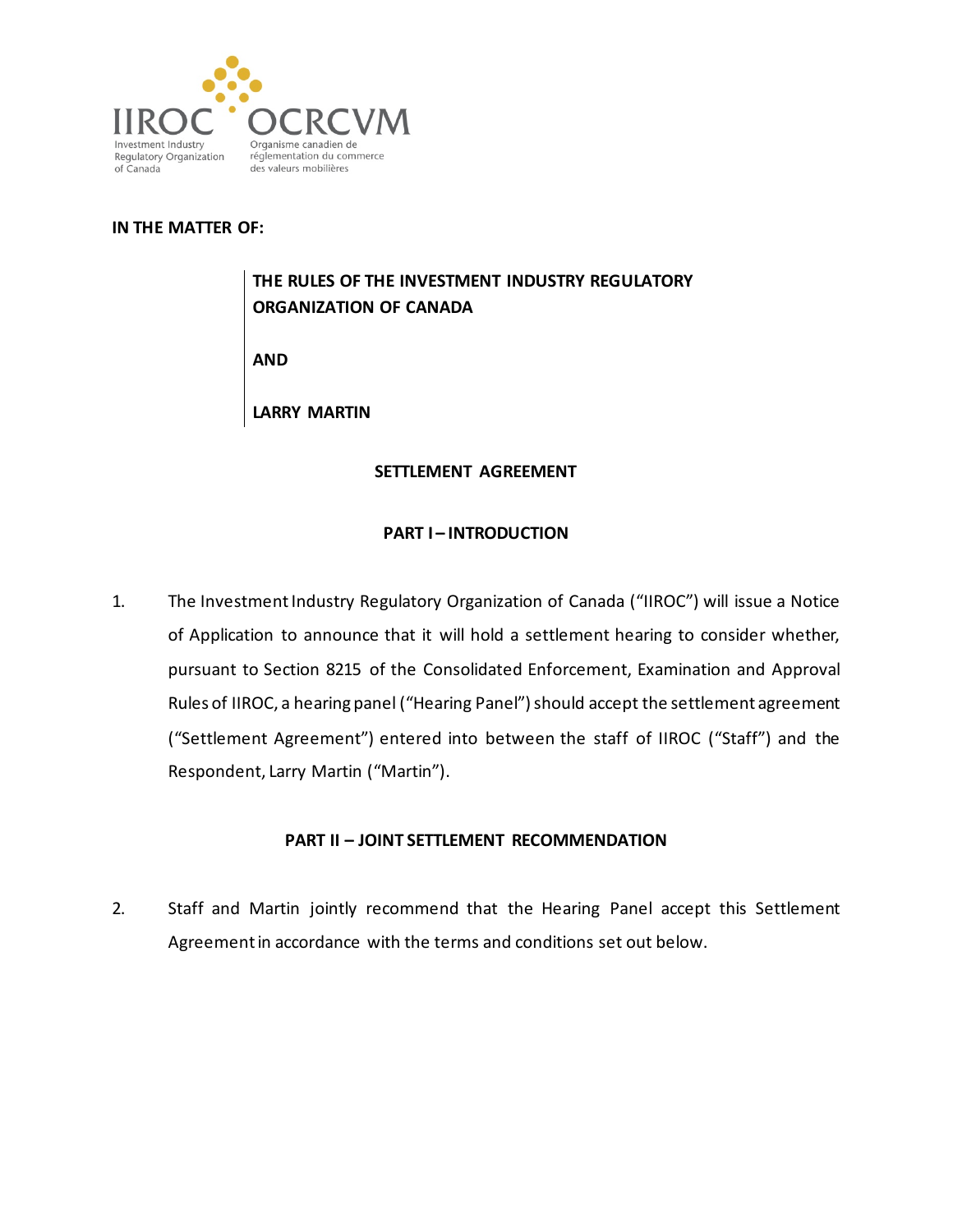IIROC OCRCVM

Investment Industry Regulatory Organization of Canada

Organisme canadien de réglementation du commerce des valeurs mobilières

**IN THE MATTER OF:**

**THE RULES OF THE INVESTMENT INDUSTRY REGULATORY ORGANIZATION OF CANADA**

**AND**

**LARRY MARTIN**

## SETTLEMENT AGREEMENT

## PART I – INTRODUCTION

1. The Investment Industry Regulatory Organization of Canada ("IIROC") will issue a Notice of Application to announce that it will hold a settlement hearing to consider whether, pursuant to Section 8215 of the Consolidated Enforcement, Examination and Approval Rules of IIROC, a hearing panel ("Hearing Panel") should accept the settlement agreement ("Settlement Agreement") entered into between the staff of IIROC ("Staff") and the Respondent, Larry Martin ("Martin").

## PART II – JOINT SETTLEMENT RECOMMENDATION

2. Staff and Martin jointly recommend that the Hearing Panel accept this Settlement Agreement in accordance with the terms and conditions set out below.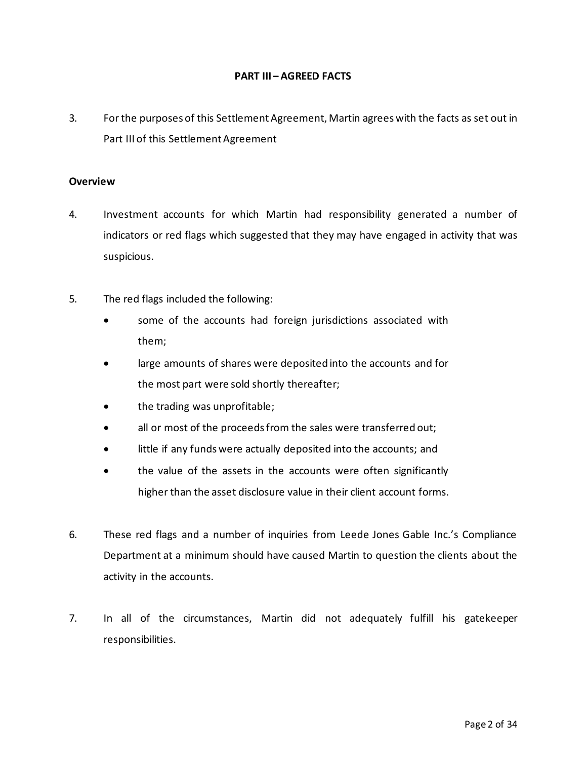## PART III – AGREED FACTS

3. For the purposes of this Settlement Agreement, Martin agrees with the facts as set out in Part III of this Settlement Agreement

**Overview**

4. Investment accounts for which Martin had responsibility generated a number of indicators or red flags which suggested that they may have engaged in activity that was suspicious.

5. The red flags included the following:
   - some of the accounts had foreign jurisdictions associated with them;
   - large amounts of shares were deposited into the accounts and for the most part were sold shortly thereafter;
   - the trading was unprofitable;
   - all or most of the proceeds from the sales were transferred out;
   - little if any funds were actually deposited into the accounts; and
   - the value of the assets in the accounts were often significantly higher than the asset disclosure value in their client account forms.

6. These red flags and a number of inquiries from Leede Jones Gable Inc.'s Compliance Department at a minimum should have caused Martin to question the clients about the activity in the accounts.

7. In all of the circumstances, Martin did not adequately fulfill his gatekeeper responsibilities.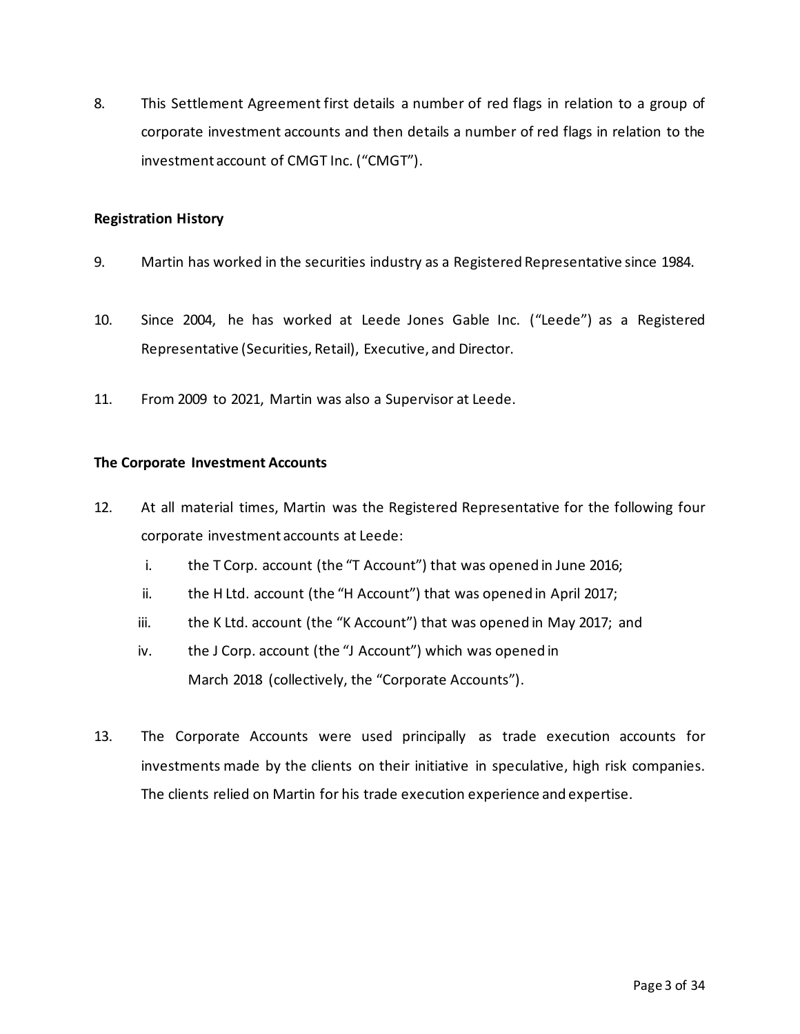8. This Settlement Agreement first details a number of red flags in relation to a group of corporate investment accounts and then details a number of red flags in relation to the investment account of CMGT Inc. ("CMGT").

**Registration History**

9. Martin has worked in the securities industry as a Registered Representative since 1984.

10. Since 2004, he has worked at Leede Jones Gable Inc. ("Leede") as a Registered Representative (Securities, Retail), Executive, and Director.

11. From 2009 to 2021, Martin was also a Supervisor at Leede.

**The Corporate Investment Accounts**

12. At all material times, Martin was the Registered Representative for the following four corporate investment accounts at Leede:

    i. the T Corp. account (the "T Account") that was opened in June 2016;

    ii. the H Ltd. account (the "H Account") that was opened in April 2017;

    iii. the K Ltd. account (the "K Account") that was opened in May 2017; and

    iv. the J Corp. account (the "J Account") which was opened in March 2018 (collectively, the "Corporate Accounts").

13. The Corporate Accounts were used principally as trade execution accounts for investments made by the clients on their initiative in speculative, high risk companies. The clients relied on Martin for his trade execution experience and expertise.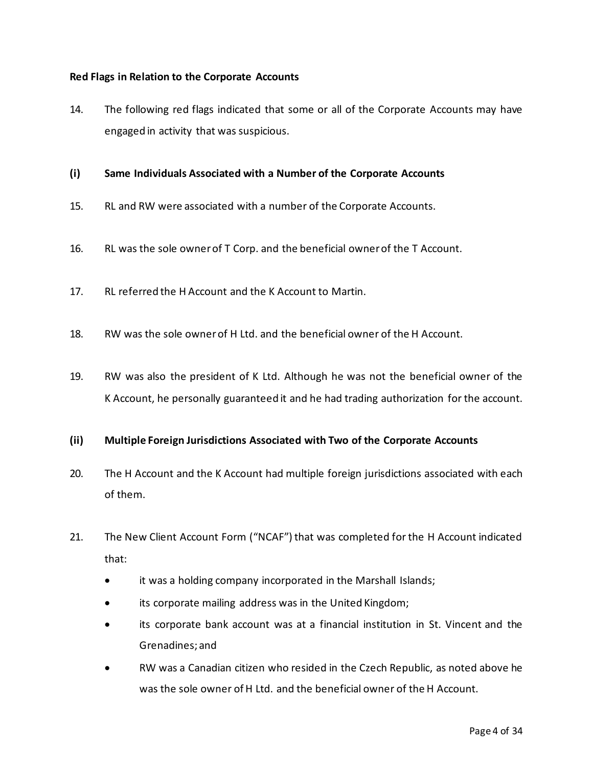**Red Flags in Relation to the Corporate Accounts**

14. The following red flags indicated that some or all of the Corporate Accounts may have engaged in activity that was suspicious.

**(i) Same Individuals Associated with a Number of the Corporate Accounts**

15. RL and RW were associated with a number of the Corporate Accounts.

16. RL was the sole owner of T Corp. and the beneficial owner of the T Account.

17. RL referred the H Account and the K Account to Martin.

18. RW was the sole owner of H Ltd. and the beneficial owner of the H Account.

19. RW was also the president of K Ltd. Although he was not the beneficial owner of the K Account, he personally guaranteed it and he had trading authorization for the account.

**(ii) Multiple Foreign Jurisdictions Associated with Two of the Corporate Accounts**

20. The H Account and the K Account had multiple foreign jurisdictions associated with each of them.

21. The New Client Account Form ("NCAF") that was completed for the H Account indicated that:

- it was a holding company incorporated in the Marshall Islands;
- its corporate mailing address was in the United Kingdom;
- its corporate bank account was at a financial institution in St. Vincent and the Grenadines; and
- RW was a Canadian citizen who resided in the Czech Republic, as noted above he was the sole owner of H Ltd. and the beneficial owner of the H Account.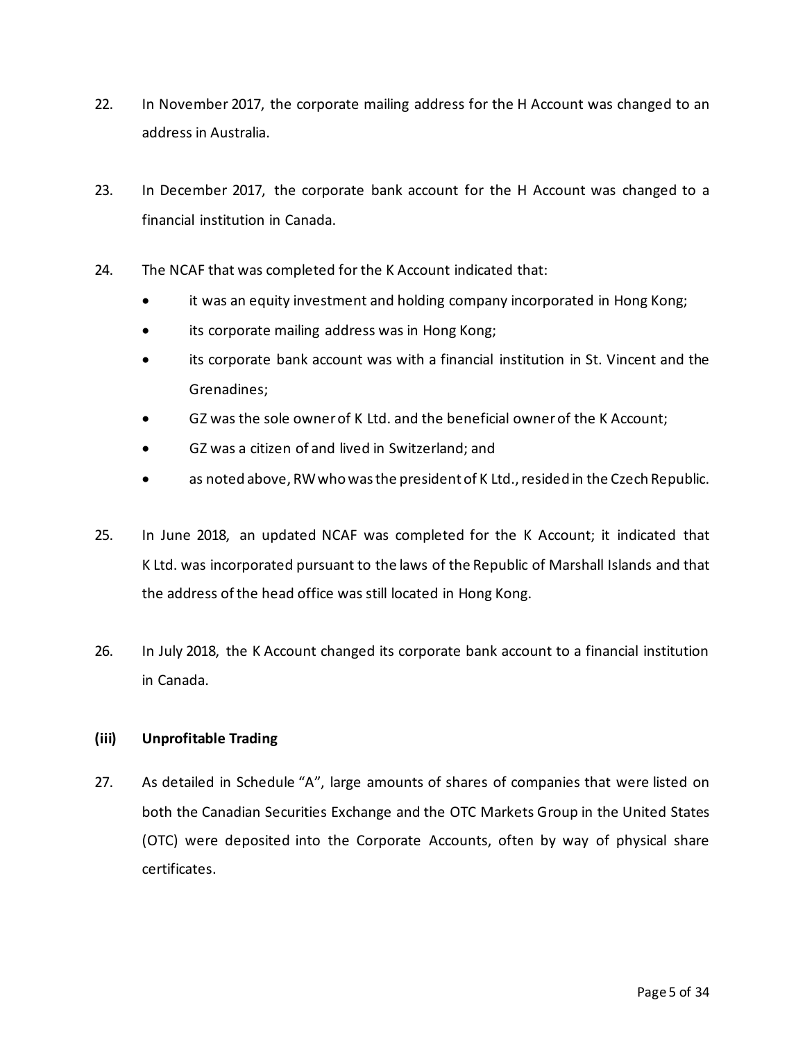22. In November 2017, the corporate mailing address for the H Account was changed to an address in Australia.

23. In December 2017, the corporate bank account for the H Account was changed to a financial institution in Canada.

24. The NCAF that was completed for the K Account indicated that:

    - it was an equity investment and holding company incorporated in Hong Kong;
    - its corporate mailing address was in Hong Kong;
    - its corporate bank account was with a financial institution in St. Vincent and the Grenadines;
    - GZ was the sole owner of K Ltd. and the beneficial owner of the K Account;
    - GZ was a citizen of and lived in Switzerland; and
    - as noted above, RW who was the president of K Ltd., resided in the Czech Republic.

25. In June 2018, an updated NCAF was completed for the K Account; it indicated that K Ltd. was incorporated pursuant to the laws of the Republic of Marshall Islands and that the address of the head office was still located in Hong Kong.

26. In July 2018, the K Account changed its corporate bank account to a financial institution in Canada.

### (iii) Unprofitable Trading

27. As detailed in Schedule "A", large amounts of shares of companies that were listed on both the Canadian Securities Exchange and the OTC Markets Group in the United States (OTC) were deposited into the Corporate Accounts, often by way of physical share certificates.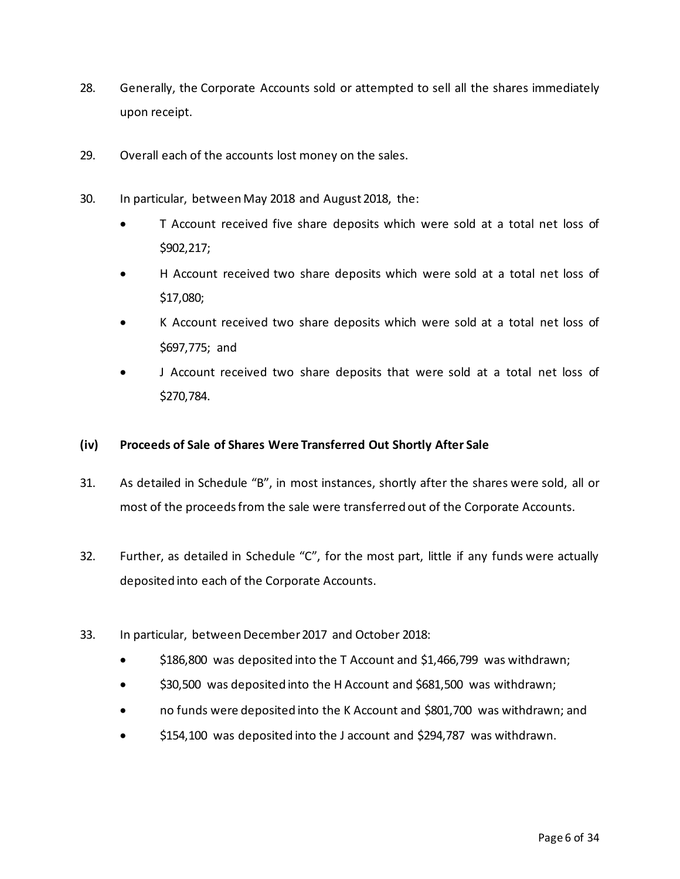28. Generally, the Corporate Accounts sold or attempted to sell all the shares immediately upon receipt.

29. Overall each of the accounts lost money on the sales.

30. In particular, between May 2018 and August 2018, the:

    - T Account received five share deposits which were sold at a total net loss of $902,217;
    - H Account received two share deposits which were sold at a total net loss of $17,080;
    - K Account received two share deposits which were sold at a total net loss of $697,775; and
    - J Account received two share deposits that were sold at a total net loss of $270,784.

### (iv) Proceeds of Sale of Shares Were Transferred Out Shortly After Sale

31. As detailed in Schedule "B", in most instances, shortly after the shares were sold, all or most of the proceeds from the sale were transferred out of the Corporate Accounts.

32. Further, as detailed in Schedule "C", for the most part, little if any funds were actually deposited into each of the Corporate Accounts.

33. In particular, between December 2017 and October 2018:

    - $186,800 was deposited into the T Account and $1,466,799 was withdrawn;
    - $30,500 was deposited into the H Account and $681,500 was withdrawn;
    - no funds were deposited into the K Account and $801,700 was withdrawn; and
    - $154,100 was deposited into the J account and $294,787 was withdrawn.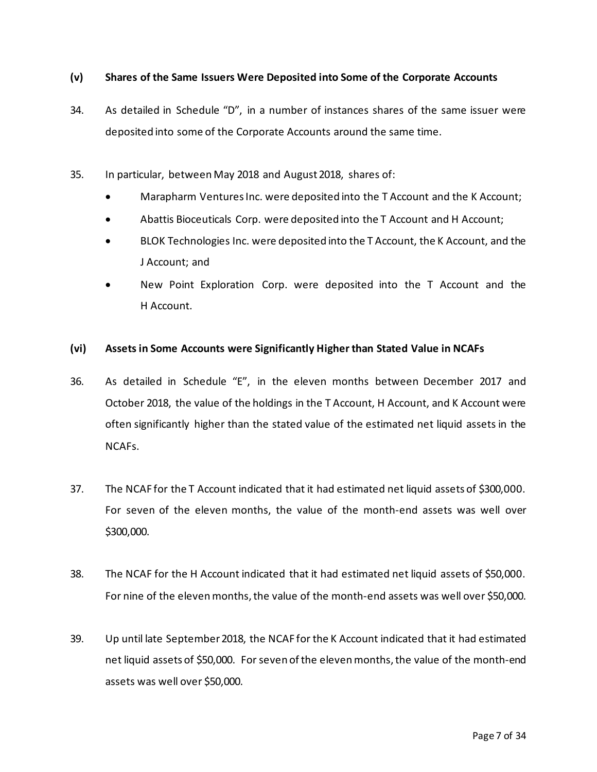### (v) Shares of the Same Issuers Were Deposited into Some of the Corporate Accounts

34. As detailed in Schedule "D", in a number of instances shares of the same issuer were deposited into some of the Corporate Accounts around the same time.

35. In particular, between May 2018 and August 2018, shares of:

- Marapharm Ventures Inc. were deposited into the T Account and the K Account;
- Abattis Bioceuticals Corp. were deposited into the T Account and H Account;
- BLOK Technologies Inc. were deposited into the T Account, the K Account, and the J Account; and
- New Point Exploration Corp. were deposited into the T Account and the H Account.

### (vi) Assets in Some Accounts were Significantly Higher than Stated Value in NCAFs

36. As detailed in Schedule "E", in the eleven months between December 2017 and October 2018, the value of the holdings in the T Account, H Account, and K Account were often significantly higher than the stated value of the estimated net liquid assets in the NCAFs.

37. The NCAF for the T Account indicated that it had estimated net liquid assets of $300,000. For seven of the eleven months, the value of the month-end assets was well over $300,000.

38. The NCAF for the H Account indicated that it had estimated net liquid assets of $50,000. For nine of the eleven months, the value of the month-end assets was well over $50,000.

39. Up until late September 2018, the NCAF for the K Account indicated that it had estimated net liquid assets of $50,000. For seven of the eleven months, the value of the month-end assets was well over $50,000.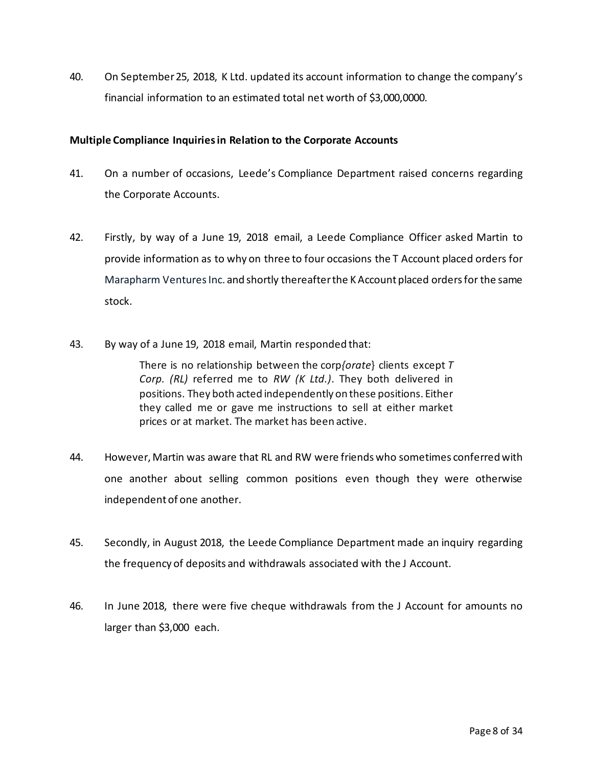40. On September 25, 2018, K Ltd. updated its account information to change the company's financial information to an estimated total net worth of $3,000,0000.

**Multiple Compliance Inquiries in Relation to the Corporate Accounts**

41. On a number of occasions, Leede's Compliance Department raised concerns regarding the Corporate Accounts.

42. Firstly, by way of a June 19, 2018 email, a Leede Compliance Officer asked Martin to provide information as to why on three to four occasions the T Account placed orders for Marapharm Ventures Inc. and shortly thereafter the K Account placed orders for the same stock.

43. By way of a June 19, 2018 email, Martin responded that:

> There is no relationship between the corp*{orate}* clients except *T Corp. (RL)* referred me to *RW (K Ltd.)*. They both delivered in positions. They both acted independently on these positions. Either they called me or gave me instructions to sell at either market prices or at market. The market has been active.

44. However, Martin was aware that RL and RW were friends who sometimes conferred with one another about selling common positions even though they were otherwise independent of one another.

45. Secondly, in August 2018, the Leede Compliance Department made an inquiry regarding the frequency of deposits and withdrawals associated with the J Account.

46. In June 2018, there were five cheque withdrawals from the J Account for amounts no larger than $3,000 each.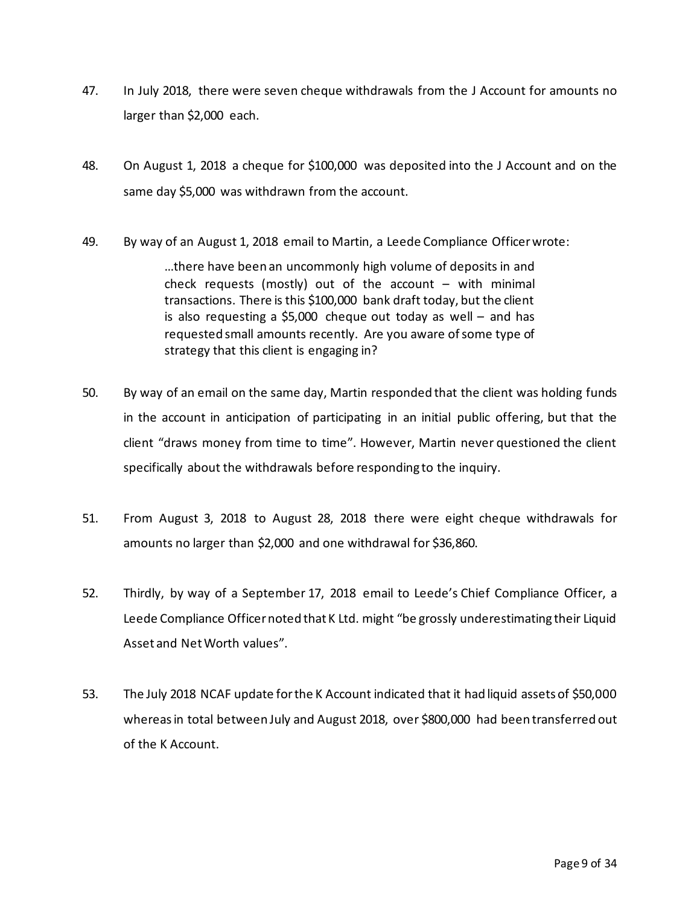47. In July 2018, there were seven cheque withdrawals from the J Account for amounts no larger than $2,000 each.

48. On August 1, 2018 a cheque for $100,000 was deposited into the J Account and on the same day $5,000 was withdrawn from the account.

49. By way of an August 1, 2018 email to Martin, a Leede Compliance Officer wrote:

> …there have been an uncommonly high volume of deposits in and check requests (mostly) out of the account – with minimal transactions. There is this $100,000 bank draft today, but the client is also requesting a $5,000 cheque out today as well – and has requested small amounts recently. Are you aware of some type of strategy that this client is engaging in?

50. By way of an email on the same day, Martin responded that the client was holding funds in the account in anticipation of participating in an initial public offering, but that the client "draws money from time to time". However, Martin never questioned the client specifically about the withdrawals before responding to the inquiry.

51. From August 3, 2018 to August 28, 2018 there were eight cheque withdrawals for amounts no larger than $2,000 and one withdrawal for $36,860.

52. Thirdly, by way of a September 17, 2018 email to Leede's Chief Compliance Officer, a Leede Compliance Officer noted that K Ltd. might "be grossly underestimating their Liquid Asset and Net Worth values".

53. The July 2018 NCAF update for the K Account indicated that it had liquid assets of $50,000 whereas in total between July and August 2018, over $800,000 had been transferred out of the K Account.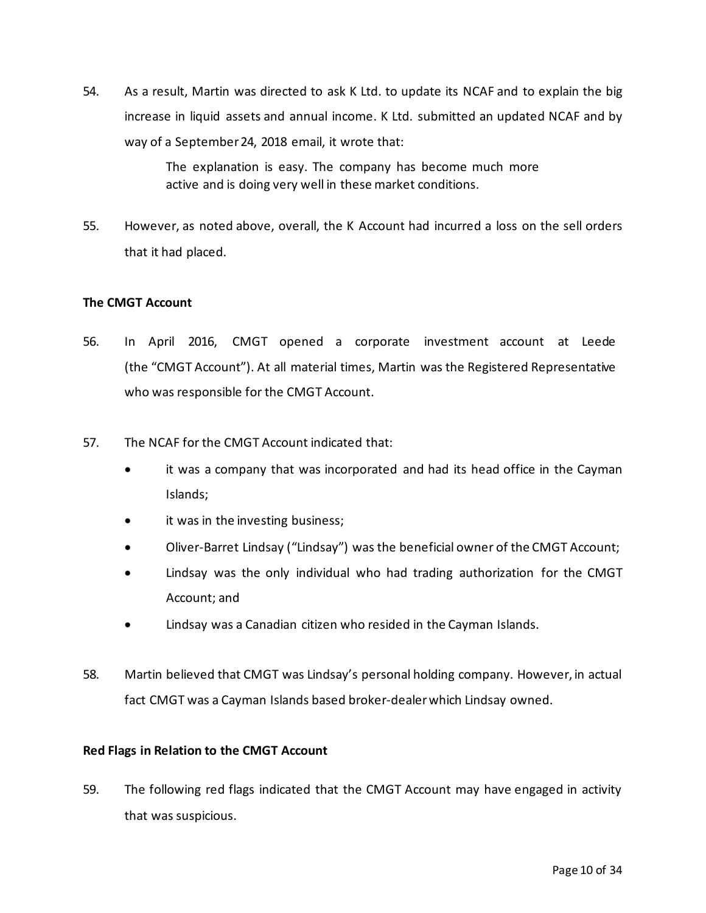54. As a result, Martin was directed to ask K Ltd. to update its NCAF and to explain the big increase in liquid assets and annual income. K Ltd. submitted an updated NCAF and by way of a September 24, 2018 email, it wrote that:

> The explanation is easy. The company has become much more active and is doing very well in these market conditions.

55. However, as noted above, overall, the K Account had incurred a loss on the sell orders that it had placed.

**The CMGT Account**

56. In April 2016, CMGT opened a corporate investment account at Leede (the "CMGT Account"). At all material times, Martin was the Registered Representative who was responsible for the CMGT Account.

57. The NCAF for the CMGT Account indicated that:

- it was a company that was incorporated and had its head office in the Cayman Islands;
- it was in the investing business;
- Oliver-Barret Lindsay ("Lindsay") was the beneficial owner of the CMGT Account;
- Lindsay was the only individual who had trading authorization for the CMGT Account; and
- Lindsay was a Canadian citizen who resided in the Cayman Islands.

58. Martin believed that CMGT was Lindsay's personal holding company. However, in actual fact CMGT was a Cayman Islands based broker-dealer which Lindsay owned.

**Red Flags in Relation to the CMGT Account**

59. The following red flags indicated that the CMGT Account may have engaged in activity that was suspicious.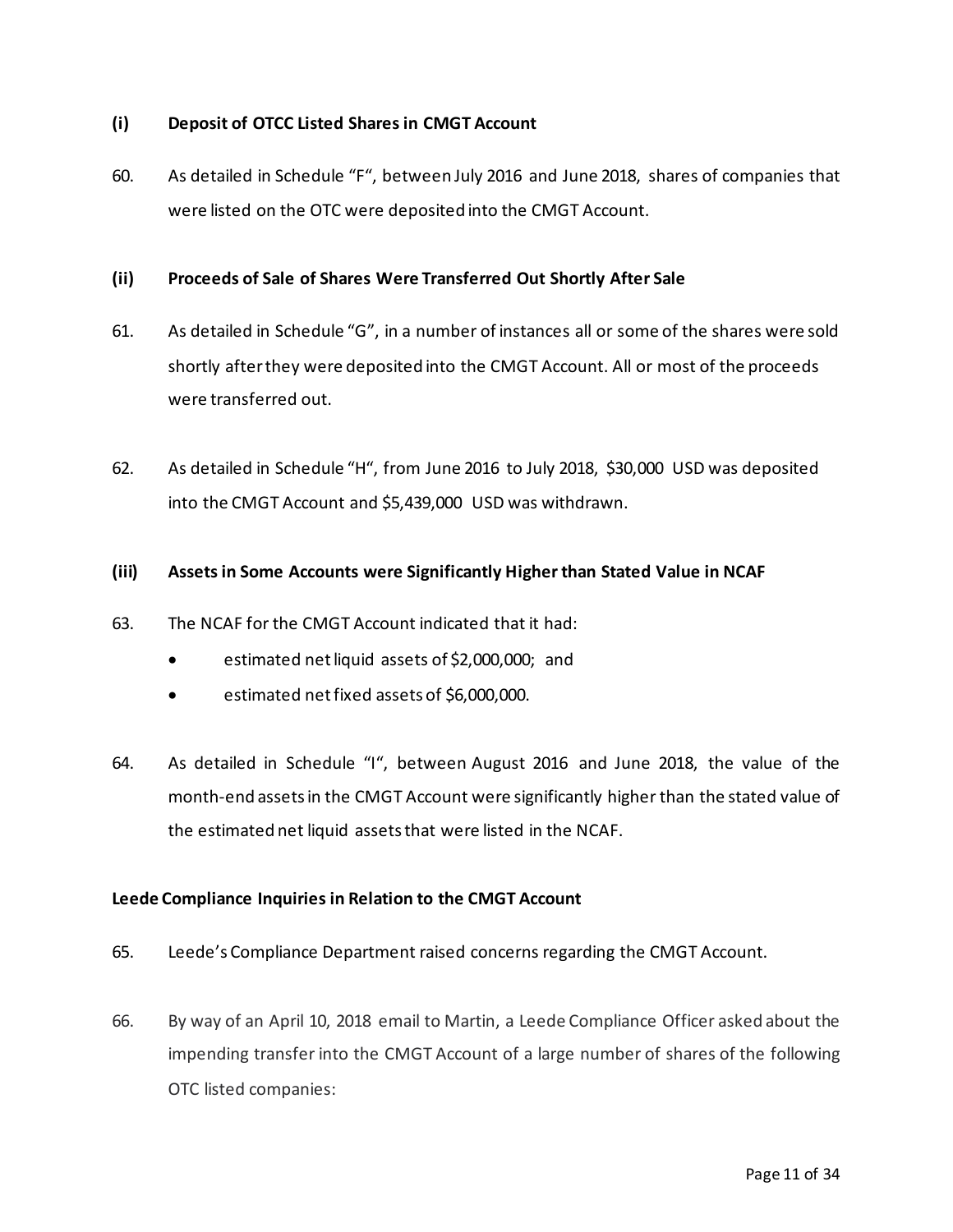**(i) Deposit of OTCC Listed Shares in CMGT Account**

60. As detailed in Schedule "F", between July 2016 and June 2018, shares of companies that were listed on the OTC were deposited into the CMGT Account.

**(ii) Proceeds of Sale of Shares Were Transferred Out Shortly After Sale**

61. As detailed in Schedule "G", in a number of instances all or some of the shares were sold shortly after they were deposited into the CMGT Account. All or most of the proceeds were transferred out.

62. As detailed in Schedule "H", from June 2016 to July 2018, $30,000 USD was deposited into the CMGT Account and $5,439,000 USD was withdrawn.

**(iii) Assets in Some Accounts were Significantly Higher than Stated Value in NCAF**

63. The NCAF for the CMGT Account indicated that it had:

- estimated net liquid assets of $2,000,000; and
- estimated net fixed assets of $6,000,000.

64. As detailed in Schedule "I", between August 2016 and June 2018, the value of the month-end assets in the CMGT Account were significantly higher than the stated value of the estimated net liquid assets that were listed in the NCAF.

**Leede Compliance Inquiries in Relation to the CMGT Account**

65. Leede's Compliance Department raised concerns regarding the CMGT Account.

66. By way of an April 10, 2018 email to Martin, a Leede Compliance Officer asked about the impending transfer into the CMGT Account of a large number of shares of the following OTC listed companies: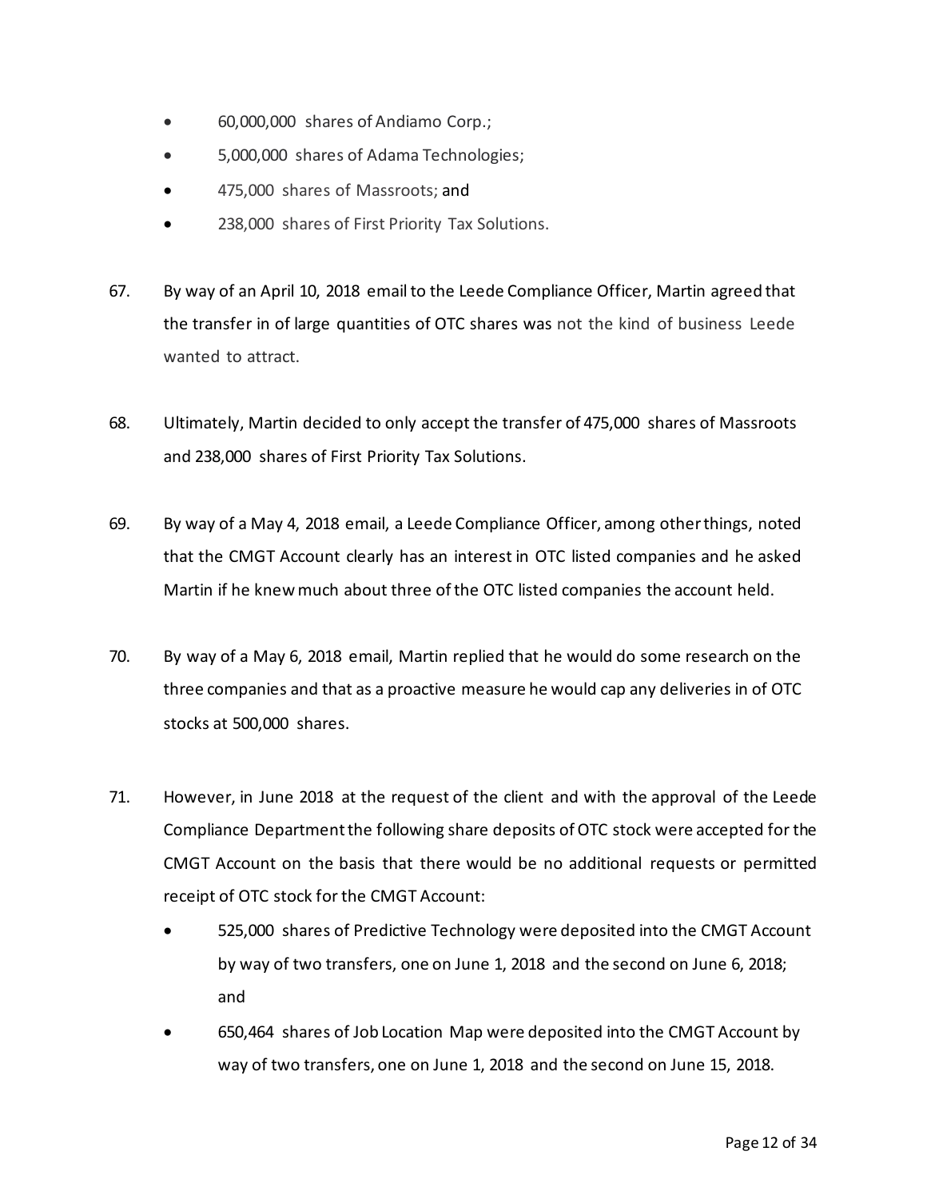- 60,000,000 shares of Andiamo Corp.;
- 5,000,000 shares of Adama Technologies;
- 475,000 shares of Massroots; and
- 238,000 shares of First Priority Tax Solutions.

67. By way of an April 10, 2018 email to the Leede Compliance Officer, Martin agreed that the transfer in of large quantities of OTC shares was not the kind of business Leede wanted to attract.

68. Ultimately, Martin decided to only accept the transfer of 475,000 shares of Massroots and 238,000 shares of First Priority Tax Solutions.

69. By way of a May 4, 2018 email, a Leede Compliance Officer, among other things, noted that the CMGT Account clearly has an interest in OTC listed companies and he asked Martin if he knew much about three of the OTC listed companies the account held.

70. By way of a May 6, 2018 email, Martin replied that he would do some research on the three companies and that as a proactive measure he would cap any deliveries in of OTC stocks at 500,000 shares.

71. However, in June 2018 at the request of the client and with the approval of the Leede Compliance Department the following share deposits of OTC stock were accepted for the CMGT Account on the basis that there would be no additional requests or permitted receipt of OTC stock for the CMGT Account:
    - 525,000 shares of Predictive Technology were deposited into the CMGT Account by way of two transfers, one on June 1, 2018 and the second on June 6, 2018; and
    - 650,464 shares of Job Location Map were deposited into the CMGT Account by way of two transfers, one on June 1, 2018 and the second on June 15, 2018.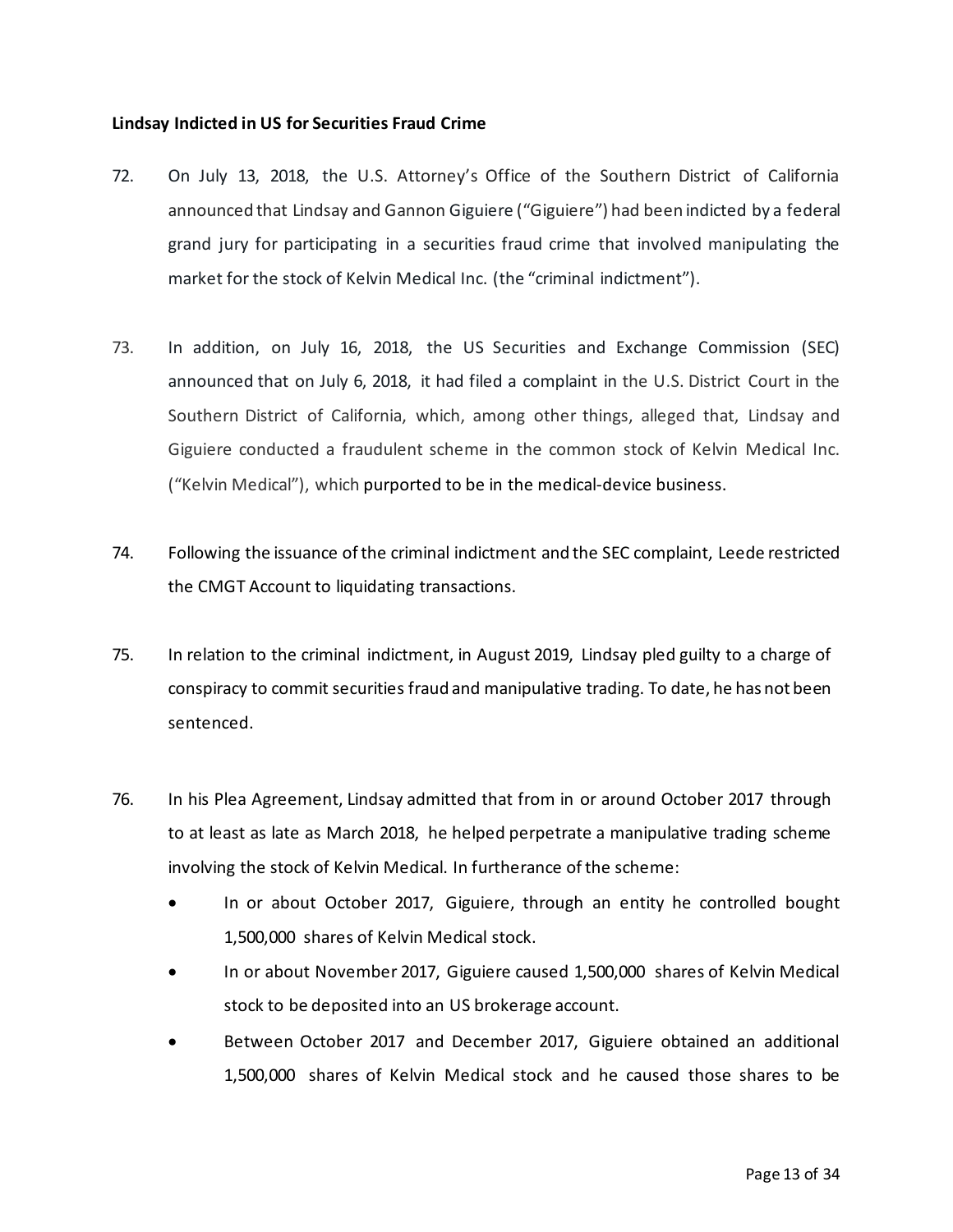**Lindsay Indicted in US for Securities Fraud Crime**

72. On July 13, 2018, the U.S. Attorney's Office of the Southern District of California announced that Lindsay and Gannon Giguiere ("Giguiere") had been indicted by a federal grand jury for participating in a securities fraud crime that involved manipulating the market for the stock of Kelvin Medical Inc. (the "criminal indictment").

73. In addition, on July 16, 2018, the US Securities and Exchange Commission (SEC) announced that on July 6, 2018, it had filed a complaint in the U.S. District Court in the Southern District of California, which, among other things, alleged that, Lindsay and Giguiere conducted a fraudulent scheme in the common stock of Kelvin Medical Inc. ("Kelvin Medical"), which purported to be in the medical-device business.

74. Following the issuance of the criminal indictment and the SEC complaint, Leede restricted the CMGT Account to liquidating transactions.

75. In relation to the criminal indictment, in August 2019, Lindsay pled guilty to a charge of conspiracy to commit securities fraud and manipulative trading. To date, he has not been sentenced.

76. In his Plea Agreement, Lindsay admitted that from in or around October 2017 through to at least as late as March 2018, he helped perpetrate a manipulative trading scheme involving the stock of Kelvin Medical. In furtherance of the scheme:
    - In or about October 2017, Giguiere, through an entity he controlled bought 1,500,000 shares of Kelvin Medical stock.
    - In or about November 2017, Giguiere caused 1,500,000 shares of Kelvin Medical stock to be deposited into an US brokerage account.
    - Between October 2017 and December 2017, Giguiere obtained an additional 1,500,000 shares of Kelvin Medical stock and he caused those shares to be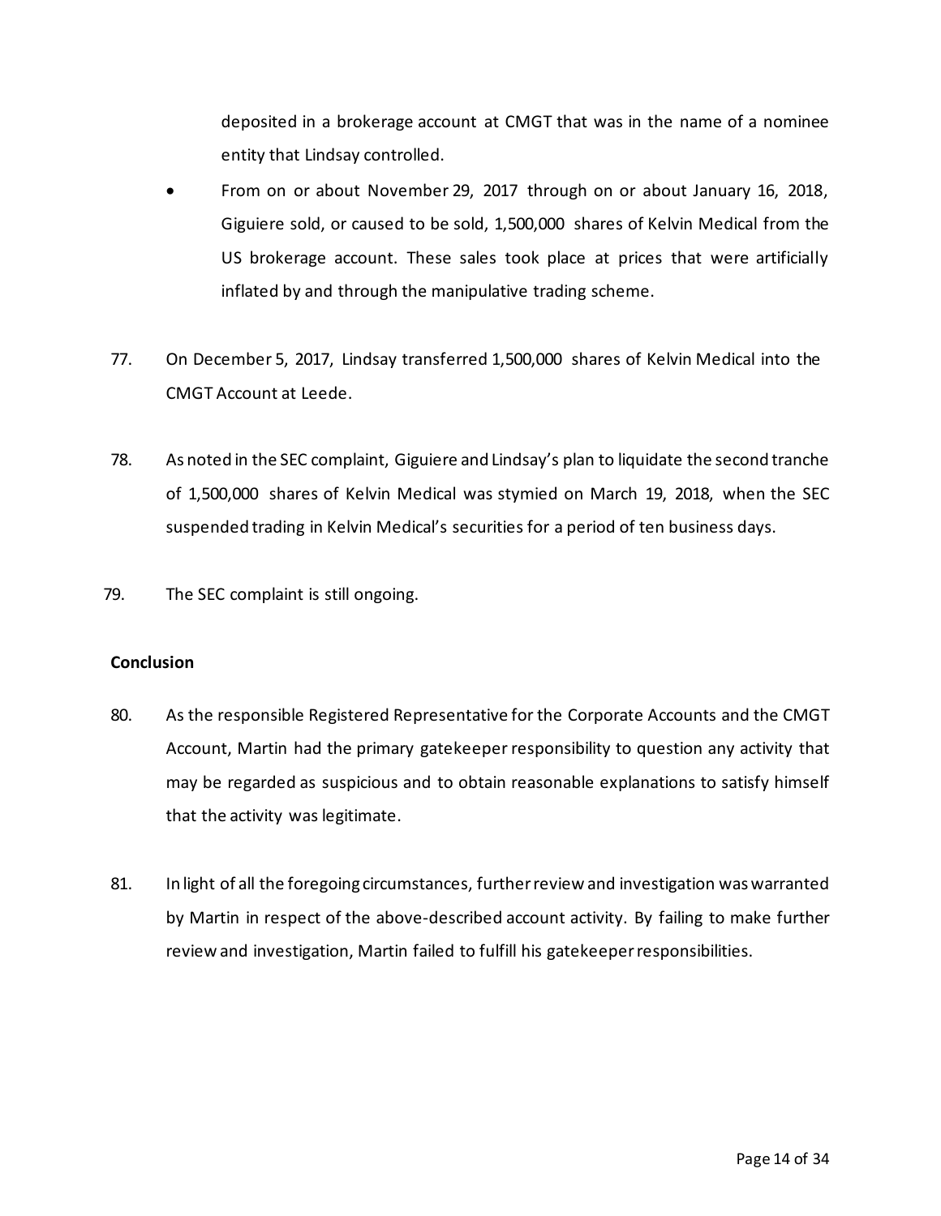deposited in a brokerage account at CMGT that was in the name of a nominee entity that Lindsay controlled.

- From on or about November 29, 2017 through on or about January 16, 2018, Giguiere sold, or caused to be sold, 1,500,000 shares of Kelvin Medical from the US brokerage account. These sales took place at prices that were artificially inflated by and through the manipulative trading scheme.

77. On December 5, 2017, Lindsay transferred 1,500,000 shares of Kelvin Medical into the CMGT Account at Leede.

78. As noted in the SEC complaint, Giguiere and Lindsay's plan to liquidate the second tranche of 1,500,000 shares of Kelvin Medical was stymied on March 19, 2018, when the SEC suspended trading in Kelvin Medical's securities for a period of ten business days.

79. The SEC complaint is still ongoing.

**Conclusion**

80. As the responsible Registered Representative for the Corporate Accounts and the CMGT Account, Martin had the primary gatekeeper responsibility to question any activity that may be regarded as suspicious and to obtain reasonable explanations to satisfy himself that the activity was legitimate.

81. In light of all the foregoing circumstances, further review and investigation was warranted by Martin in respect of the above-described account activity. By failing to make further review and investigation, Martin failed to fulfill his gatekeeper responsibilities.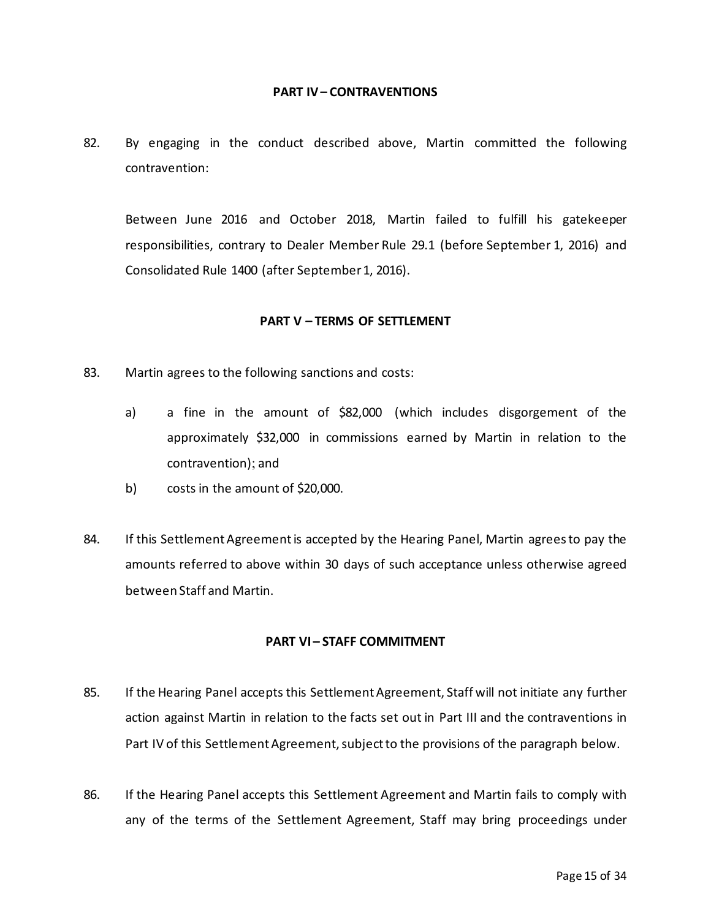## PART IV – CONTRAVENTIONS

82. By engaging in the conduct described above, Martin committed the following contravention:

    Between June 2016 and October 2018, Martin failed to fulfill his gatekeeper responsibilities, contrary to Dealer Member Rule 29.1 (before September 1, 2016) and Consolidated Rule 1400 (after September 1, 2016).

## PART V – TERMS OF SETTLEMENT

83. Martin agrees to the following sanctions and costs:

    a) a fine in the amount of $82,000 (which includes disgorgement of the approximately $32,000 in commissions earned by Martin in relation to the contravention); and

    b) costs in the amount of $20,000.

84. If this Settlement Agreement is accepted by the Hearing Panel, Martin agrees to pay the amounts referred to above within 30 days of such acceptance unless otherwise agreed between Staff and Martin.

## PART VI – STAFF COMMITMENT

85. If the Hearing Panel accepts this Settlement Agreement, Staff will not initiate any further action against Martin in relation to the facts set out in Part III and the contraventions in Part IV of this Settlement Agreement, subject to the provisions of the paragraph below.

86. If the Hearing Panel accepts this Settlement Agreement and Martin fails to comply with any of the terms of the Settlement Agreement, Staff may bring proceedings under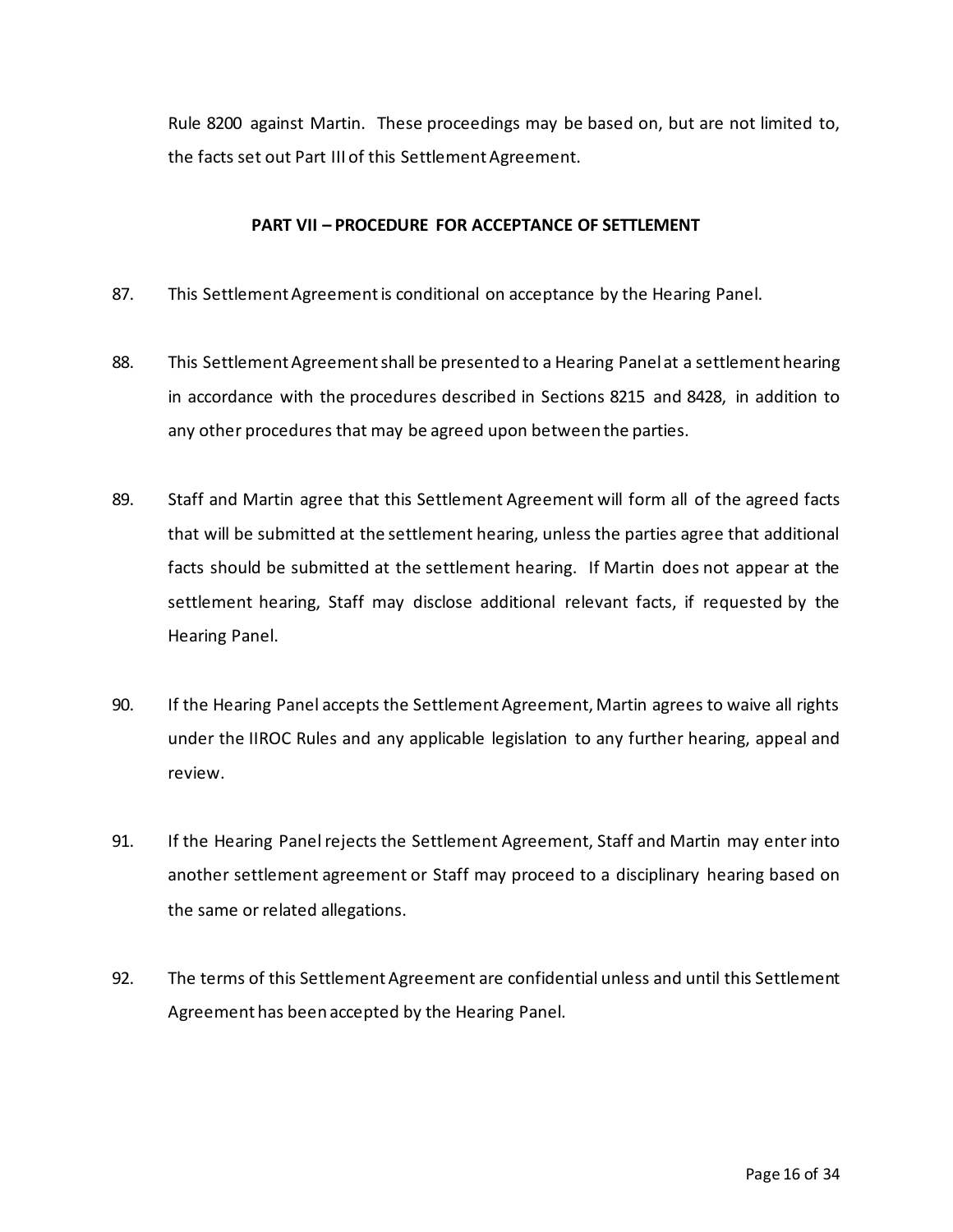Rule 8200 against Martin. These proceedings may be based on, but are not limited to, the facts set out Part III of this Settlement Agreement.

### PART VII – PROCEDURE FOR ACCEPTANCE OF SETTLEMENT

87. This Settlement Agreement is conditional on acceptance by the Hearing Panel.

88. This Settlement Agreement shall be presented to a Hearing Panel at a settlement hearing in accordance with the procedures described in Sections 8215 and 8428, in addition to any other procedures that may be agreed upon between the parties.

89. Staff and Martin agree that this Settlement Agreement will form all of the agreed facts that will be submitted at the settlement hearing, unless the parties agree that additional facts should be submitted at the settlement hearing. If Martin does not appear at the settlement hearing, Staff may disclose additional relevant facts, if requested by the Hearing Panel.

90. If the Hearing Panel accepts the Settlement Agreement, Martin agrees to waive all rights under the IIROC Rules and any applicable legislation to any further hearing, appeal and review.

91. If the Hearing Panel rejects the Settlement Agreement, Staff and Martin may enter into another settlement agreement or Staff may proceed to a disciplinary hearing based on the same or related allegations.

92. The terms of this Settlement Agreement are confidential unless and until this Settlement Agreement has been accepted by the Hearing Panel.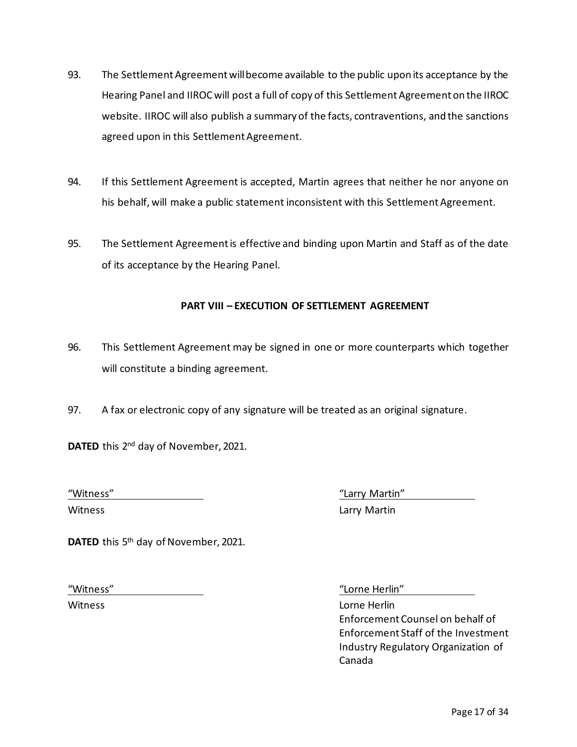93. The Settlement Agreement will become available to the public upon its acceptance by the Hearing Panel and IIROC will post a full of copy of this Settlement Agreement on the IIROC website. IIROC will also publish a summary of the facts, contraventions, and the sanctions agreed upon in this Settlement Agreement.

94. If this Settlement Agreement is accepted, Martin agrees that neither he nor anyone on his behalf, will make a public statement inconsistent with this Settlement Agreement.

95. The Settlement Agreement is effective and binding upon Martin and Staff as of the date of its acceptance by the Hearing Panel.

**PART VIII – EXECUTION OF SETTLEMENT AGREEMENT**

96. This Settlement Agreement may be signed in one or more counterparts which together will constitute a binding agreement.

97. A fax or electronic copy of any signature will be treated as an original signature.

**DATED** this 2nd day of November, 2021.

| | |
|---|---|
| "Witness" | "Larry Martin" |
| Witness | Larry Martin |

**DATED** this 5th day of November, 2021.

| | |
|---|---|
| "Witness" | "Lorne Herlin" |
| Witness | Lorne Herlin<br>Enforcement Counsel on behalf of Enforcement Staff of the Investment Industry Regulatory Organization of Canada |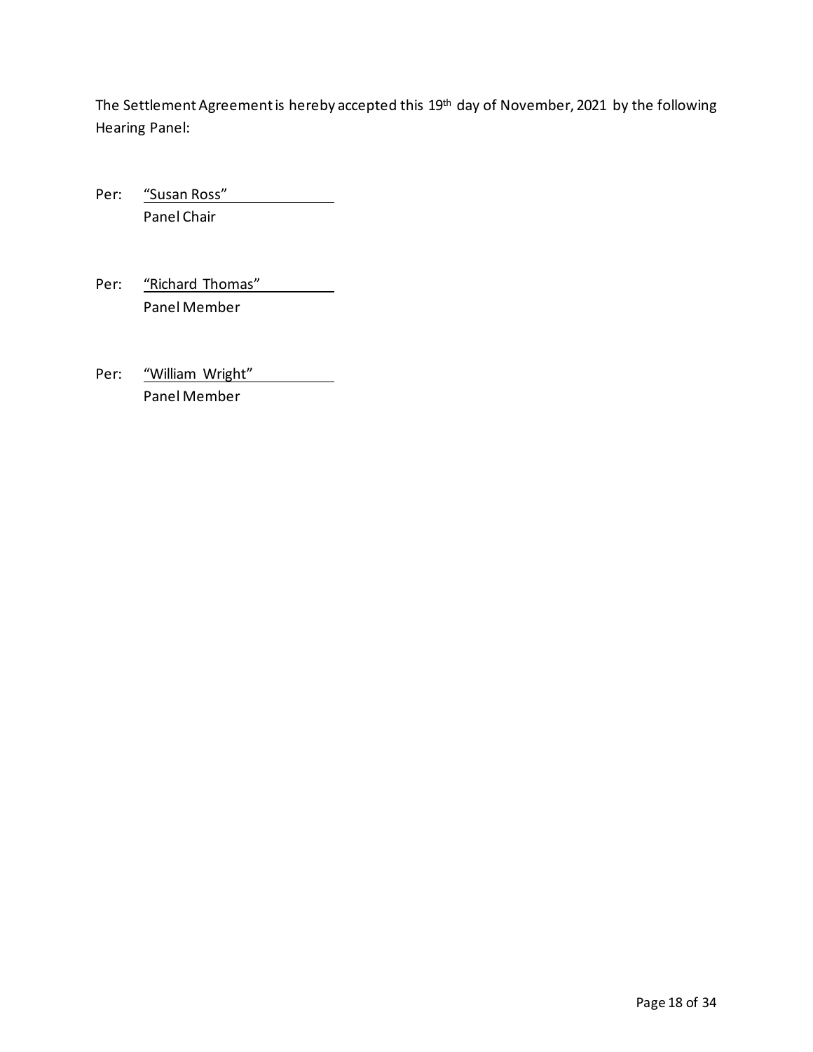The Settlement Agreement is hereby accepted this 19th day of November, 2021 by the following Hearing Panel:

Per: "Susan Ross"
Panel Chair

Per: "Richard Thomas"
Panel Member

Per: "William Wright"
Panel Member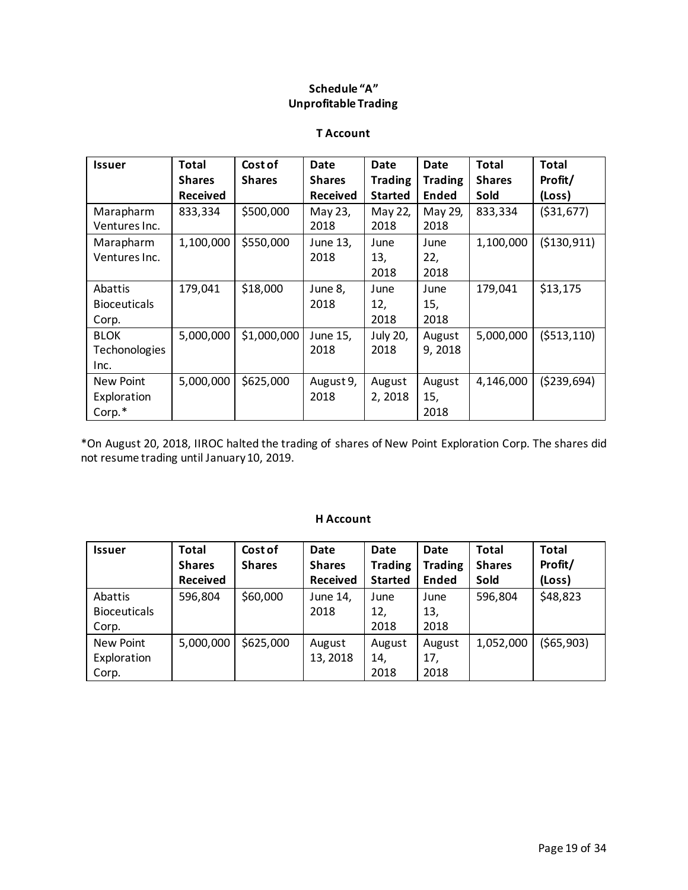**Schedule "A"**
**Unprofitable Trading**

**T Account**

| Issuer | Total Shares Received | Cost of Shares | Date Shares Received | Date Trading Started | Date Trading Ended | Total Shares Sold | Total Profit/ (Loss) |
|---|---|---|---|---|---|---|---|
| Marapharm Ventures Inc. | 833,334 | $500,000 | May 23, 2018 | May 22, 2018 | May 29, 2018 | 833,334 | ($31,677) |
| Marapharm Ventures Inc. | 1,100,000 | $550,000 | June 13, 2018 | June 13, 2018 | June 22, 2018 | 1,100,000 | ($130,911) |
| Abattis Bioceuticals Corp. | 179,041 | $18,000 | June 8, 2018 | June 12, 2018 | June 15, 2018 | 179,041 | $13,175 |
| BLOK Techonologies Inc. | 5,000,000 | $1,000,000 | June 15, 2018 | July 20, 2018 | August 9, 2018 | 5,000,000 | ($513,110) |
| New Point Exploration Corp.* | 5,000,000 | $625,000 | August 9, 2018 | August 2, 2018 | August 15, 2018 | 4,146,000 | ($239,694) |

*On August 20, 2018, IIROC halted the trading of shares of New Point Exploration Corp. The shares did not resume trading until January 10, 2019.

**H Account**

| Issuer | Total Shares Received | Cost of Shares | Date Shares Received | Date Trading Started | Date Trading Ended | Total Shares Sold | Total Profit/ (Loss) |
|---|---|---|---|---|---|---|---|
| Abattis Bioceuticals Corp. | 596,804 | $60,000 | June 14, 2018 | June 12, 2018 | June 13, 2018 | 596,804 | $48,823 |
| New Point Exploration Corp. | 5,000,000 | $625,000 | August 13, 2018 | August 14, 2018 | August 17, 2018 | 1,052,000 | ($65,903) |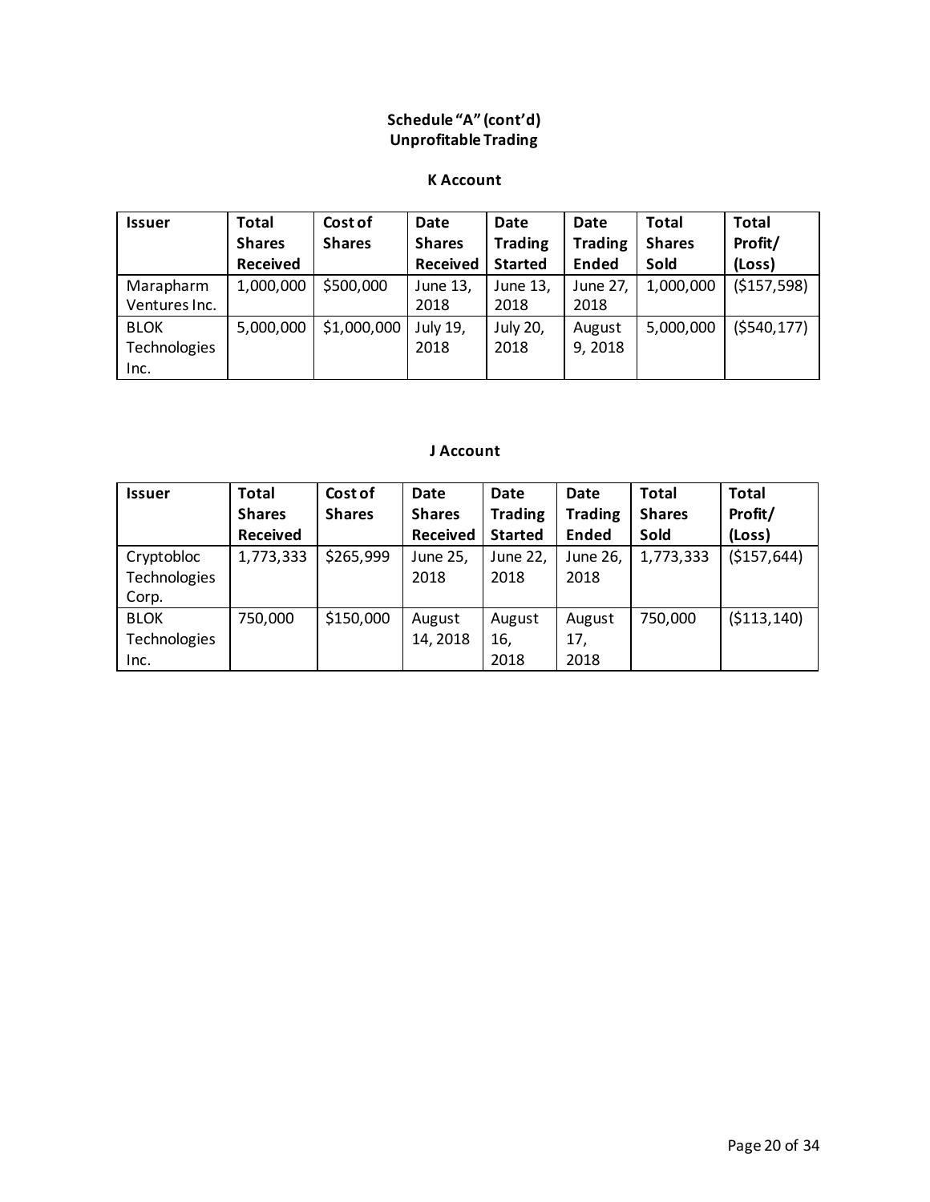**Schedule "A" (cont'd)**
**Unprofitable Trading**

**K Account**

| Issuer | Total Shares Received | Cost of Shares | Date Shares Received | Date Trading Started | Date Trading Ended | Total Shares Sold | Total Profit/ (Loss) |
|---|---|---|---|---|---|---|---|
| Marapharm Ventures Inc. | 1,000,000 | $500,000 | June 13, 2018 | June 13, 2018 | June 27, 2018 | 1,000,000 | ($157,598) |
| BLOK Technologies Inc. | 5,000,000 | $1,000,000 | July 19, 2018 | July 20, 2018 | August 9, 2018 | 5,000,000 | ($540,177) |

**J Account**

| Issuer | Total Shares Received | Cost of Shares | Date Shares Received | Date Trading Started | Date Trading Ended | Total Shares Sold | Total Profit/ (Loss) |
|---|---|---|---|---|---|---|---|
| Cryptobloc Technologies Corp. | 1,773,333 | $265,999 | June 25, 2018 | June 22, 2018 | June 26, 2018 | 1,773,333 | ($157,644) |
| BLOK Technologies Inc. | 750,000 | $150,000 | August 14, 2018 | August 16, 2018 | August 17, 2018 | 750,000 | ($113,140) |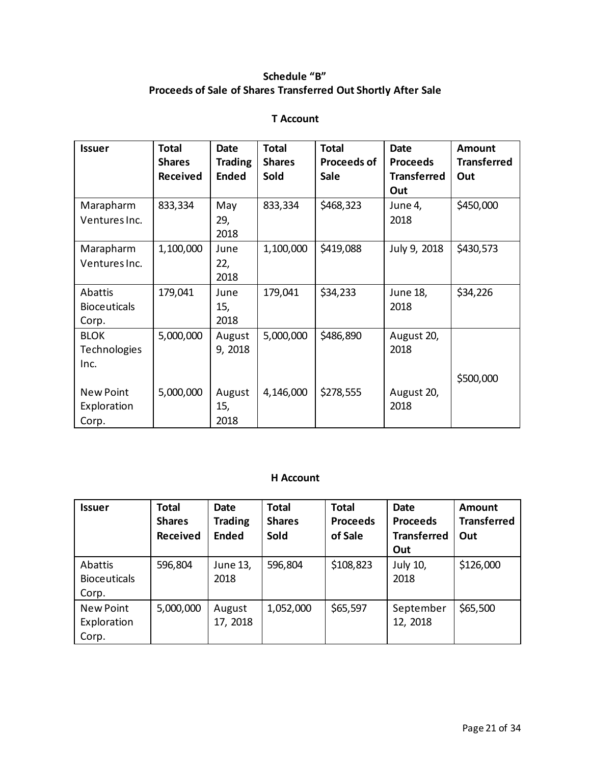## Schedule "B"
## Proceeds of Sale of Shares Transferred Out Shortly After Sale

### T Account

| Issuer | Total Shares Received | Date Trading Ended | Total Shares Sold | Total Proceeds of Sale | Date Proceeds Transferred Out | Amount Transferred Out |
|---|---|---|---|---|---|---|
| Marapharm Ventures Inc. | 833,334 | May 29, 2018 | 833,334 | $468,323 | June 4, 2018 | $450,000 |
| Marapharm Ventures Inc. | 1,100,000 | June 22, 2018 | 1,100,000 | $419,088 | July 9, 2018 | $430,573 |
| Abattis Bioceuticals Corp. | 179,041 | June 15, 2018 | 179,041 | $34,233 | June 18, 2018 | $34,226 |
| BLOK Technologies Inc. | 5,000,000 | August 9, 2018 | 5,000,000 | $486,890 | August 20, 2018 | $500,000 |
| New Point Exploration Corp. | 5,000,000 | August 15, 2018 | 4,146,000 | $278,555 | August 20, 2018 | |

### H Account

| Issuer | Total Shares Received | Date Trading Ended | Total Shares Sold | Total Proceeds of Sale | Date Proceeds Transferred Out | Amount Transferred Out |
|---|---|---|---|---|---|---|
| Abattis Bioceuticals Corp. | 596,804 | June 13, 2018 | 596,804 | $108,823 | July 10, 2018 | $126,000 |
| New Point Exploration Corp. | 5,000,000 | August 17, 2018 | 1,052,000 | $65,597 | September 12, 2018 | $65,500 |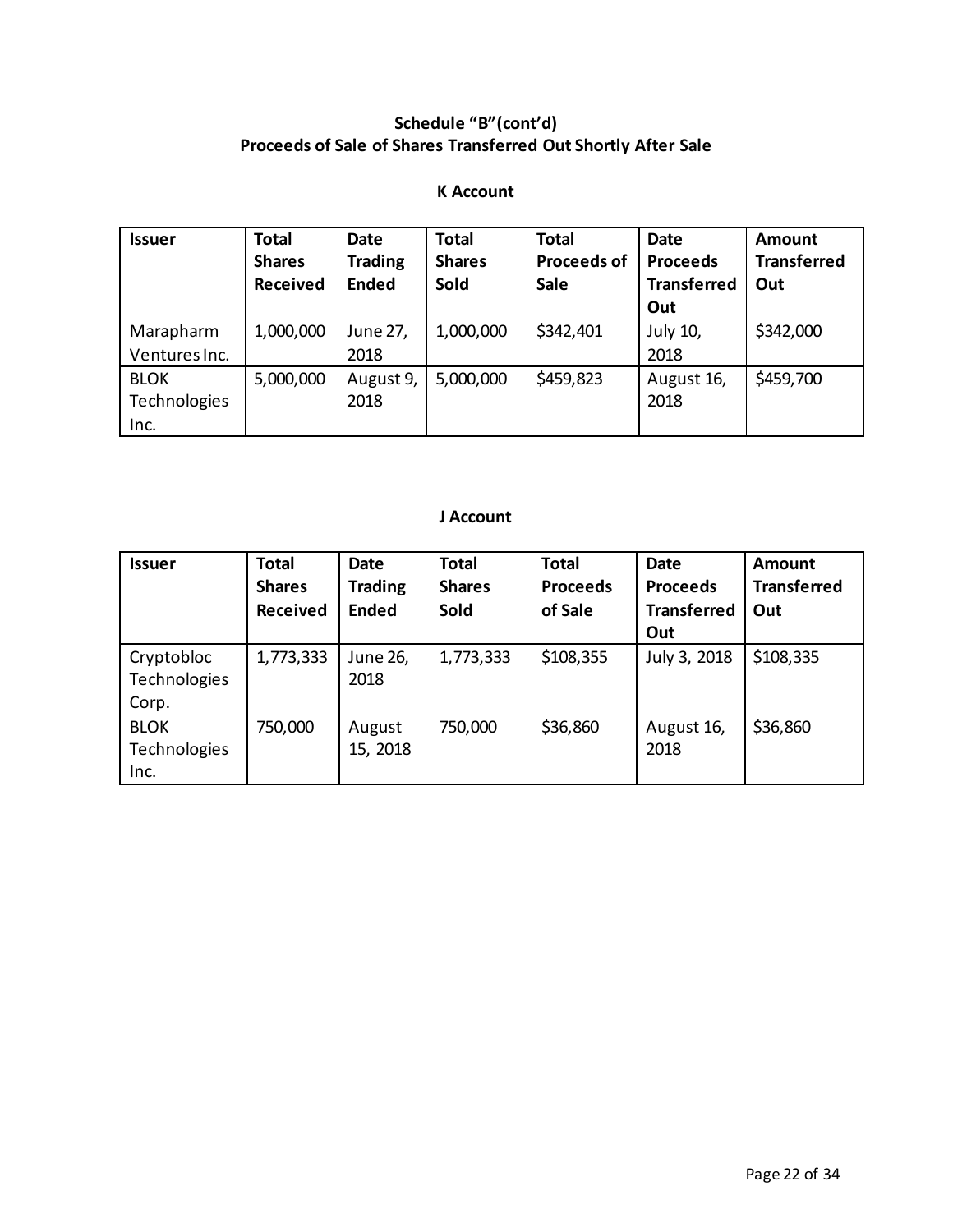## Schedule “B”(cont’d)
## Proceeds of Sale of Shares Transferred Out Shortly After Sale

### K Account

| Issuer | Total Shares Received | Date Trading Ended | Total Shares Sold | Total Proceeds of Sale | Date Proceeds Transferred Out | Amount Transferred Out |
|---|---|---|---|---|---|---|
| Marapharm Ventures Inc. | 1,000,000 | June 27, 2018 | 1,000,000 | $342,401 | July 10, 2018 | $342,000 |
| BLOK Technologies Inc. | 5,000,000 | August 9, 2018 | 5,000,000 | $459,823 | August 16, 2018 | $459,700 |

### J Account

| Issuer | Total Shares Received | Date Trading Ended | Total Shares Sold | Total Proceeds of Sale | Date Proceeds Transferred Out | Amount Transferred Out |
|---|---|---|---|---|---|---|
| Cryptobloc Technologies Corp. | 1,773,333 | June 26, 2018 | 1,773,333 | $108,355 | July 3, 2018 | $108,335 |
| BLOK Technologies Inc. | 750,000 | August 15, 2018 | 750,000 | $36,860 | August 16, 2018 | $36,860 |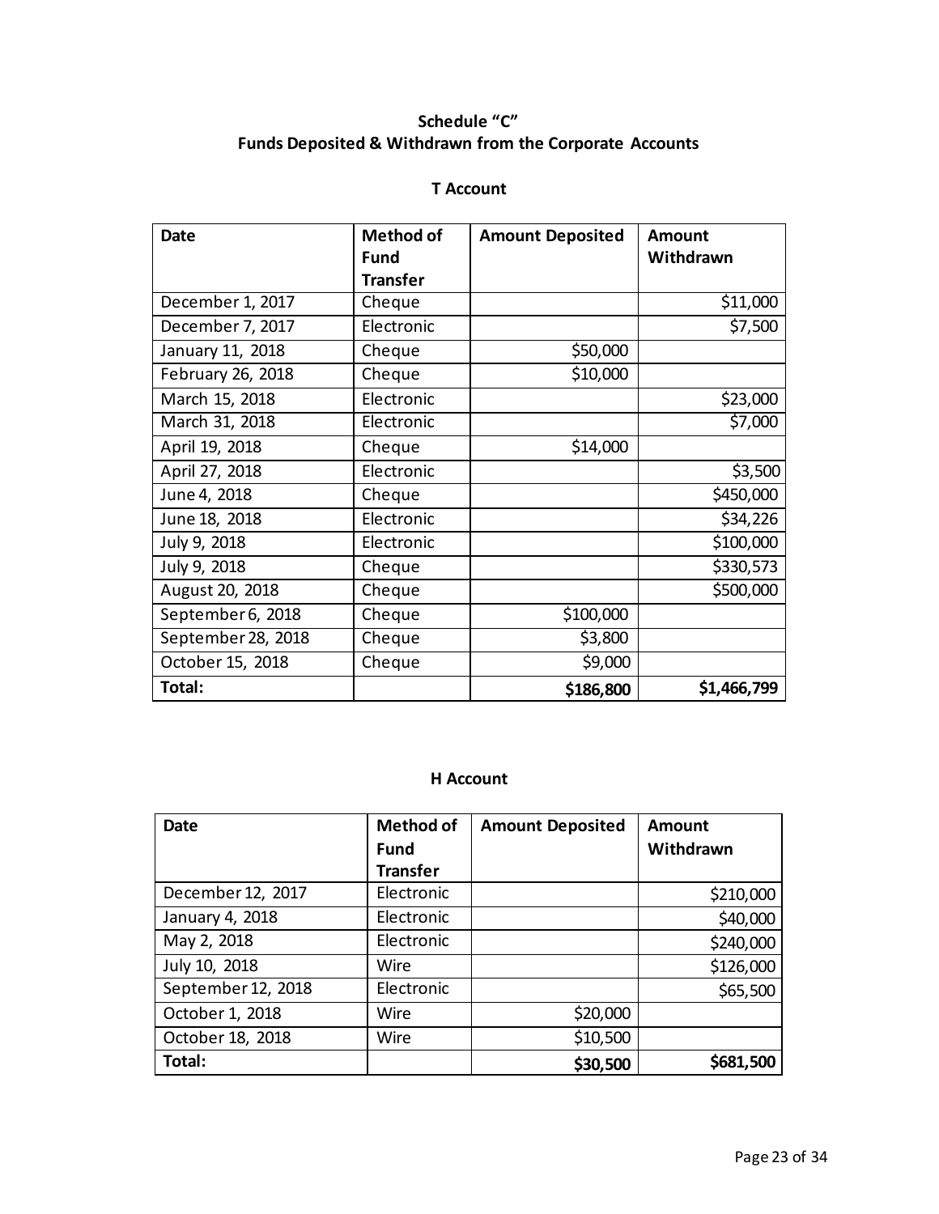## Schedule "C"
## Funds Deposited & Withdrawn from the Corporate Accounts

### T Account

| Date | Method of Fund Transfer | Amount Deposited | Amount Withdrawn |
|---|---|---|---|
| December 1, 2017 | Cheque | | $11,000 |
| December 7, 2017 | Electronic | | $7,500 |
| January 11, 2018 | Cheque | $50,000 | |
| February 26, 2018 | Cheque | $10,000 | |
| March 15, 2018 | Electronic | | $23,000 |
| March 31, 2018 | Electronic | | $7,000 |
| April 19, 2018 | Cheque | $14,000 | |
| April 27, 2018 | Electronic | | $3,500 |
| June 4, 2018 | Cheque | | $450,000 |
| June 18, 2018 | Electronic | | $34,226 |
| July 9, 2018 | Electronic | | $100,000 |
| July 9, 2018 | Cheque | | $330,573 |
| August 20, 2018 | Cheque | | $500,000 |
| September 6, 2018 | Cheque | $100,000 | |
| September 28, 2018 | Cheque | $3,800 | |
| October 15, 2018 | Cheque | $9,000 | |
| **Total:** | | **$186,800** | **$1,466,799** |

### H Account

| Date | Method of Fund Transfer | Amount Deposited | Amount Withdrawn |
|---|---|---|---|
| December 12, 2017 | Electronic | | $210,000 |
| January 4, 2018 | Electronic | | $40,000 |
| May 2, 2018 | Electronic | | $240,000 |
| July 10, 2018 | Wire | | $126,000 |
| September 12, 2018 | Electronic | | $65,500 |
| October 1, 2018 | Wire | $20,000 | |
| October 18, 2018 | Wire | $10,500 | |
| **Total:** | | **$30,500** | **$681,500** |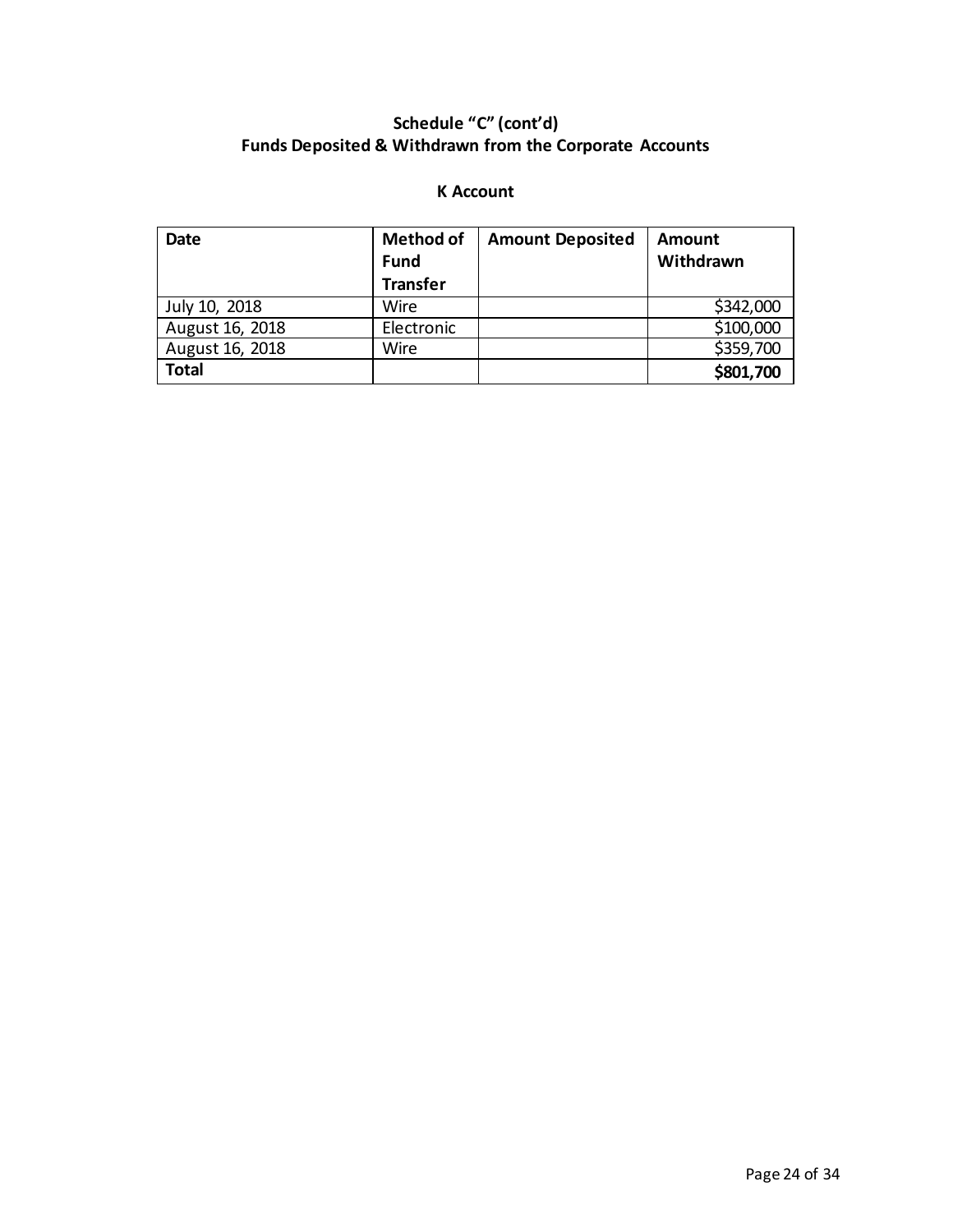**Schedule "C" (cont'd)**
**Funds Deposited & Withdrawn from the Corporate Accounts**

**K Account**

| Date | Method of Fund Transfer | Amount Deposited | Amount Withdrawn |
|---|---|---|---|
| July 10, 2018 | Wire | | $342,000 |
| August 16, 2018 | Electronic | | $100,000 |
| August 16, 2018 | Wire | | $359,700 |
| **Total** | | | **$801,700** |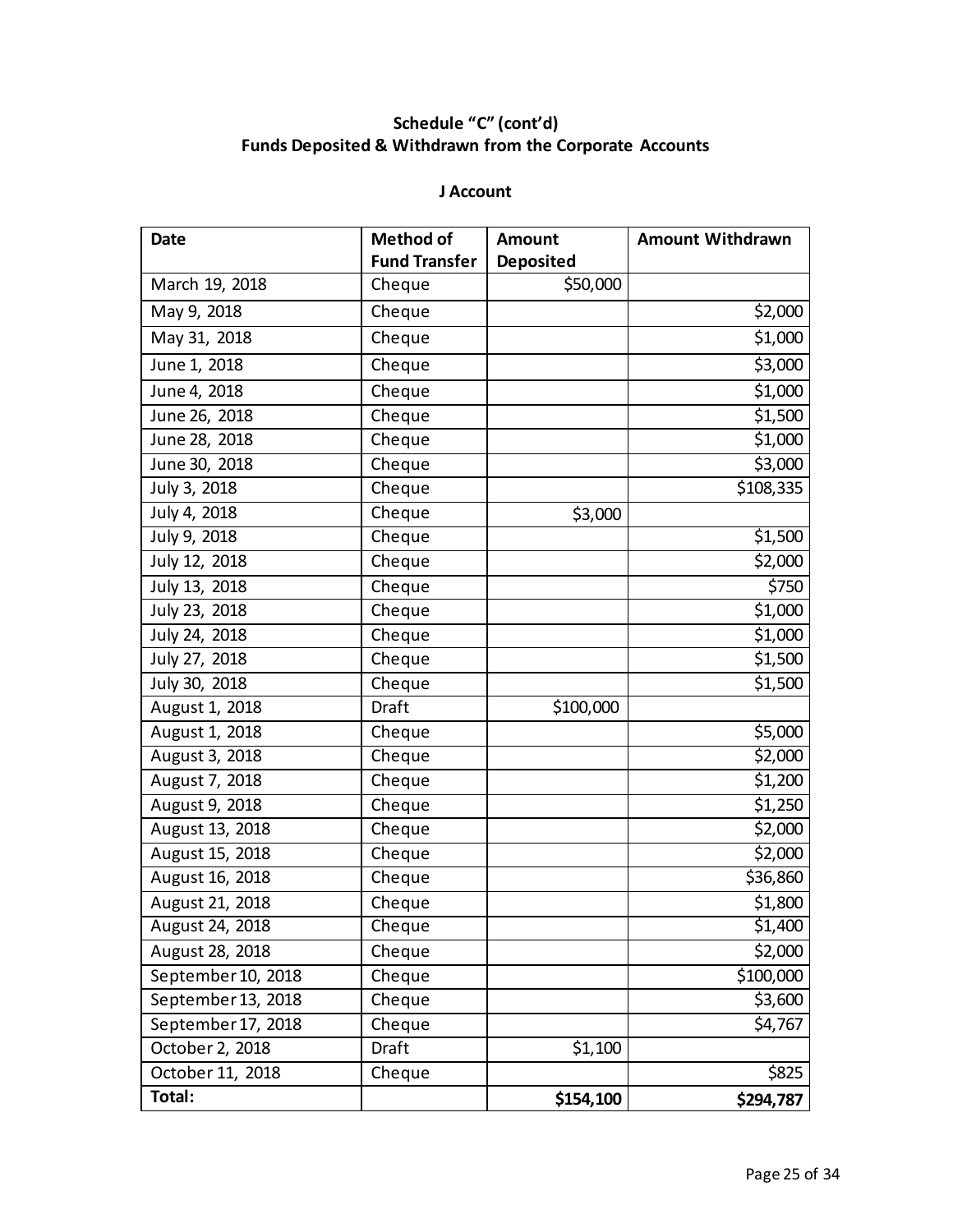**Schedule "C" (cont'd)**
**Funds Deposited & Withdrawn from the Corporate Accounts**

**J Account**

| Date | Method of Fund Transfer | Amount Deposited | Amount Withdrawn |
|---|---|---|---|
| March 19, 2018 | Cheque | $50,000 | |
| May 9, 2018 | Cheque | | $2,000 |
| May 31, 2018 | Cheque | | $1,000 |
| June 1, 2018 | Cheque | | $3,000 |
| June 4, 2018 | Cheque | | $1,000 |
| June 26, 2018 | Cheque | | $1,500 |
| June 28, 2018 | Cheque | | $1,000 |
| June 30, 2018 | Cheque | | $3,000 |
| July 3, 2018 | Cheque | | $108,335 |
| July 4, 2018 | Cheque | $3,000 | |
| July 9, 2018 | Cheque | | $1,500 |
| July 12, 2018 | Cheque | | $2,000 |
| July 13, 2018 | Cheque | | $750 |
| July 23, 2018 | Cheque | | $1,000 |
| July 24, 2018 | Cheque | | $1,000 |
| July 27, 2018 | Cheque | | $1,500 |
| July 30, 2018 | Cheque | | $1,500 |
| August 1, 2018 | Draft | $100,000 | |
| August 1, 2018 | Cheque | | $5,000 |
| August 3, 2018 | Cheque | | $2,000 |
| August 7, 2018 | Cheque | | $1,200 |
| August 9, 2018 | Cheque | | $1,250 |
| August 13, 2018 | Cheque | | $2,000 |
| August 15, 2018 | Cheque | | $2,000 |
| August 16, 2018 | Cheque | | $36,860 |
| August 21, 2018 | Cheque | | $1,800 |
| August 24, 2018 | Cheque | | $1,400 |
| August 28, 2018 | Cheque | | $2,000 |
| September 10, 2018 | Cheque | | $100,000 |
| September 13, 2018 | Cheque | | $3,600 |
| September 17, 2018 | Cheque | | $4,767 |
| October 2, 2018 | Draft | $1,100 | |
| October 11, 2018 | Cheque | | $825 |
| **Total:** | | **$154,100** | **$294,787** |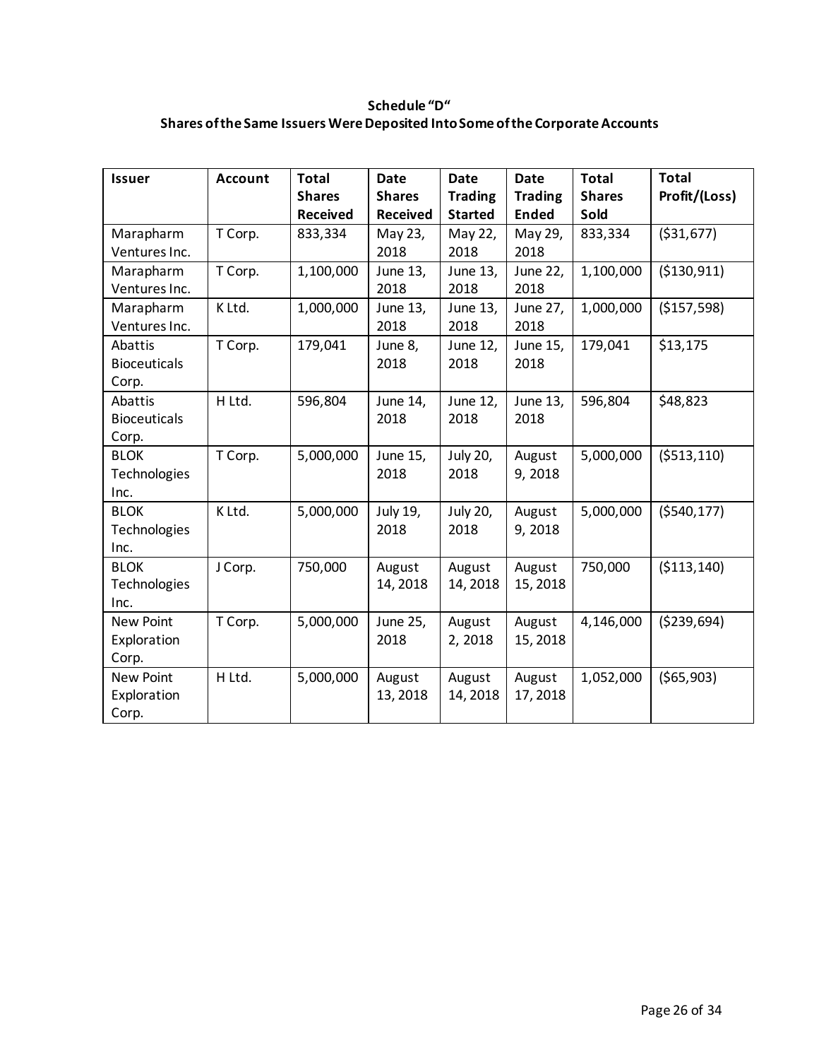**Schedule "D"**
**Shares of the Same Issuers Were Deposited Into Some of the Corporate Accounts**

| Issuer | Account | Total Shares Received | Date Shares Received | Date Trading Started | Date Trading Ended | Total Shares Sold | Total Profit/(Loss) |
|---|---|---|---|---|---|---|---|
| Marapharm Ventures Inc. | T Corp. | 833,334 | May 23, 2018 | May 22, 2018 | May 29, 2018 | 833,334 | ($31,677) |
| Marapharm Ventures Inc. | T Corp. | 1,100,000 | June 13, 2018 | June 13, 2018 | June 22, 2018 | 1,100,000 | ($130,911) |
| Marapharm Ventures Inc. | K Ltd. | 1,000,000 | June 13, 2018 | June 13, 2018 | June 27, 2018 | 1,000,000 | ($157,598) |
| Abattis Bioceuticals Corp. | T Corp. | 179,041 | June 8, 2018 | June 12, 2018 | June 15, 2018 | 179,041 | $13,175 |
| Abattis Bioceuticals Corp. | H Ltd. | 596,804 | June 14, 2018 | June 12, 2018 | June 13, 2018 | 596,804 | $48,823 |
| BLOK Technologies Inc. | T Corp. | 5,000,000 | June 15, 2018 | July 20, 2018 | August 9, 2018 | 5,000,000 | ($513,110) |
| BLOK Technologies Inc. | K Ltd. | 5,000,000 | July 19, 2018 | July 20, 2018 | August 9, 2018 | 5,000,000 | ($540,177) |
| BLOK Technologies Inc. | J Corp. | 750,000 | August 14, 2018 | August 14, 2018 | August 15, 2018 | 750,000 | ($113,140) |
| New Point Exploration Corp. | T Corp. | 5,000,000 | June 25, 2018 | August 2, 2018 | August 15, 2018 | 4,146,000 | ($239,694) |
| New Point Exploration Corp. | H Ltd. | 5,000,000 | August 13, 2018 | August 14, 2018 | August 17, 2018 | 1,052,000 | ($65,903) |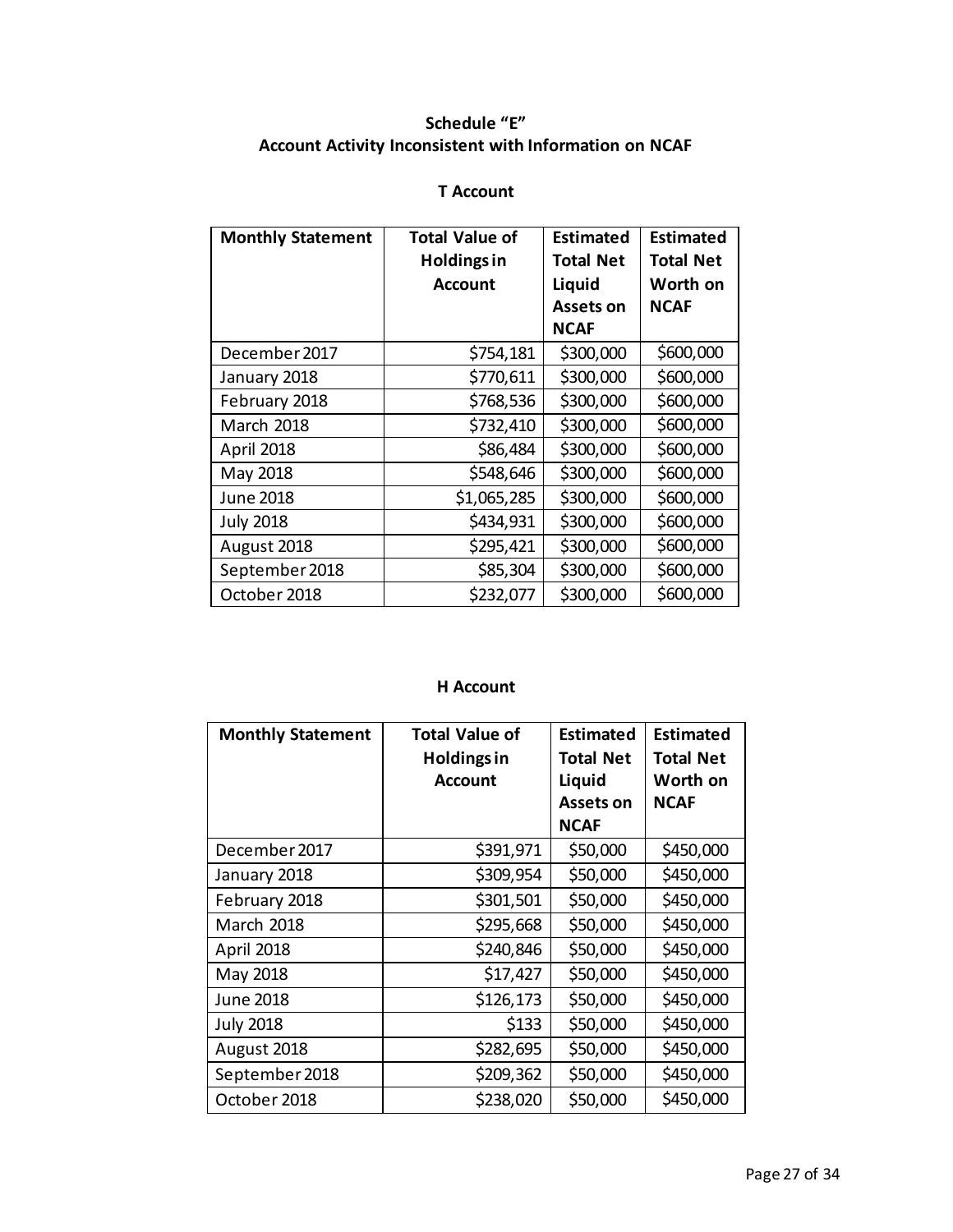## Schedule "E"
## Account Activity Inconsistent with Information on NCAF

### T Account

| Monthly Statement | Total Value of Holdings in Account | Estimated Total Net Liquid Assets on NCAF | Estimated Total Net Worth on NCAF |
|---|---|---|---|
| December 2017 | $754,181 | $300,000 | $600,000 |
| January 2018 | $770,611 | $300,000 | $600,000 |
| February 2018 | $768,536 | $300,000 | $600,000 |
| March 2018 | $732,410 | $300,000 | $600,000 |
| April 2018 | $86,484 | $300,000 | $600,000 |
| May 2018 | $548,646 | $300,000 | $600,000 |
| June 2018 | $1,065,285 | $300,000 | $600,000 |
| July 2018 | $434,931 | $300,000 | $600,000 |
| August 2018 | $295,421 | $300,000 | $600,000 |
| September 2018 | $85,304 | $300,000 | $600,000 |
| October 2018 | $232,077 | $300,000 | $600,000 |

### H Account

| Monthly Statement | Total Value of Holdings in Account | Estimated Total Net Liquid Assets on NCAF | Estimated Total Net Worth on NCAF |
|---|---|---|---|
| December 2017 | $391,971 | $50,000 | $450,000 |
| January 2018 | $309,954 | $50,000 | $450,000 |
| February 2018 | $301,501 | $50,000 | $450,000 |
| March 2018 | $295,668 | $50,000 | $450,000 |
| April 2018 | $240,846 | $50,000 | $450,000 |
| May 2018 | $17,427 | $50,000 | $450,000 |
| June 2018 | $126,173 | $50,000 | $450,000 |
| July 2018 | $133 | $50,000 | $450,000 |
| August 2018 | $282,695 | $50,000 | $450,000 |
| September 2018 | $209,362 | $50,000 | $450,000 |
| October 2018 | $238,020 | $50,000 | $450,000 |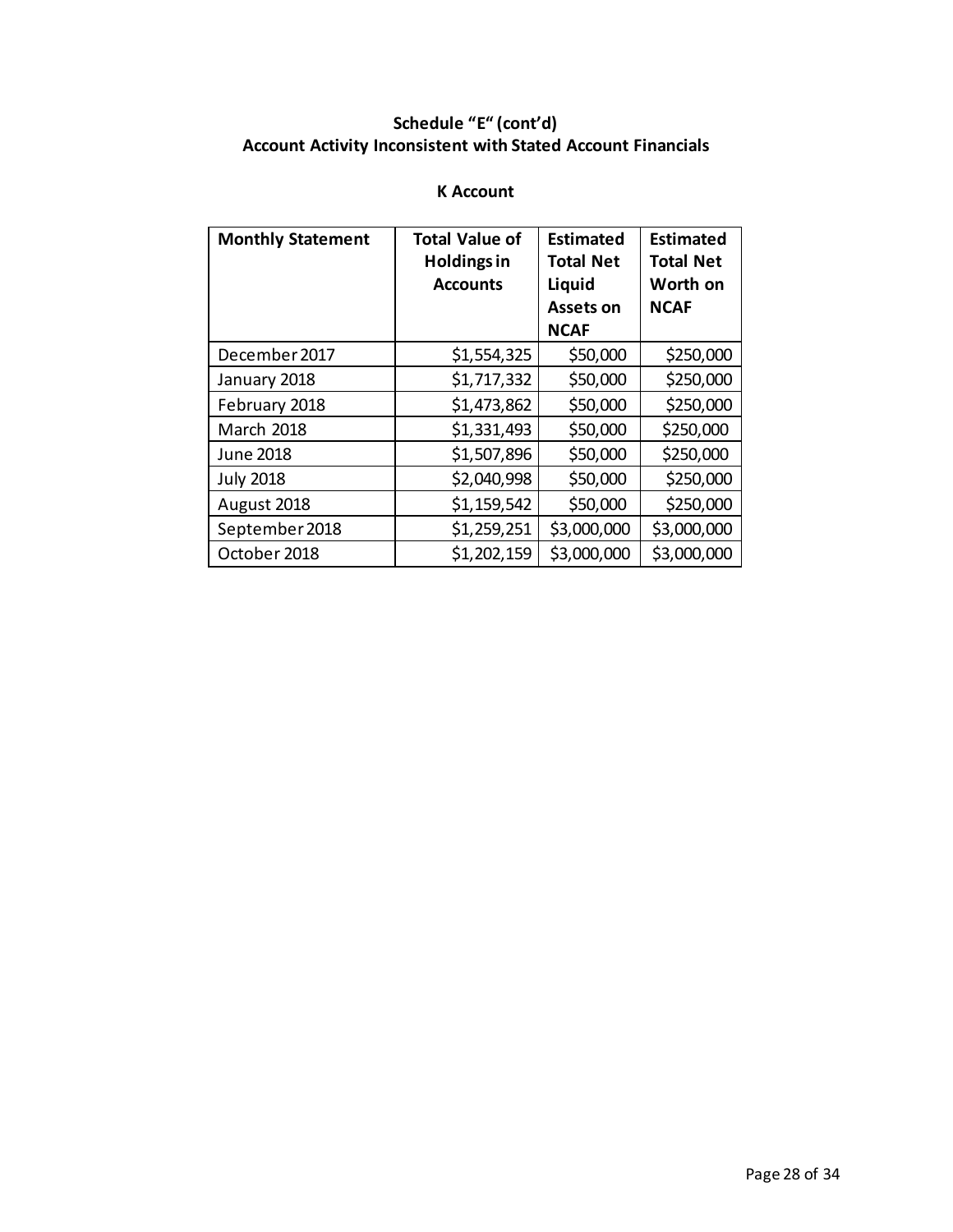## Schedule “E“ (cont’d)
## Account Activity Inconsistent with Stated Account Financials

### K Account

| Monthly Statement | Total Value of Holdings in Accounts | Estimated Total Net Liquid Assets on NCAF | Estimated Total Net Worth on NCAF |
|---|---|---|---|
| December 2017 | $1,554,325 | $50,000 | $250,000 |
| January 2018 | $1,717,332 | $50,000 | $250,000 |
| February 2018 | $1,473,862 | $50,000 | $250,000 |
| March 2018 | $1,331,493 | $50,000 | $250,000 |
| June 2018 | $1,507,896 | $50,000 | $250,000 |
| July 2018 | $2,040,998 | $50,000 | $250,000 |
| August 2018 | $1,159,542 | $50,000 | $250,000 |
| September 2018 | $1,259,251 | $3,000,000 | $3,000,000 |
| October 2018 | $1,202,159 | $3,000,000 | $3,000,000 |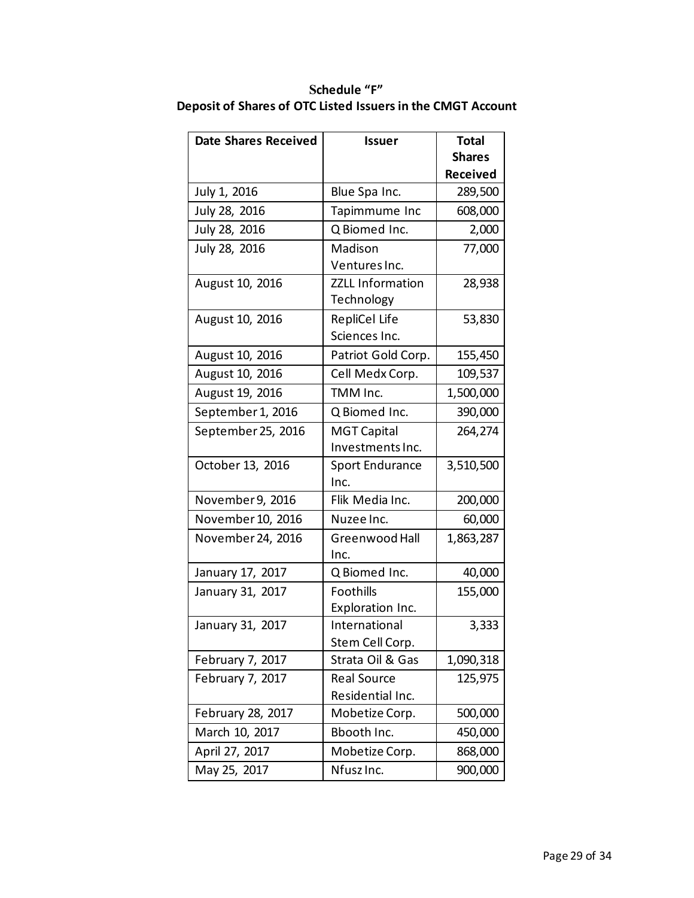**Schedule "F"**
**Deposit of Shares of OTC Listed Issuers in the CMGT Account**

| Date Shares Received | Issuer | Total Shares Received |
|---|---|---|
| July 1, 2016 | Blue Spa Inc. | 289,500 |
| July 28, 2016 | Tapimmume Inc | 608,000 |
| July 28, 2016 | Q Biomed Inc. | 2,000 |
| July 28, 2016 | Madison Ventures Inc. | 77,000 |
| August 10, 2016 | ZZLL Information Technology | 28,938 |
| August 10, 2016 | RepliCel Life Sciences Inc. | 53,830 |
| August 10, 2016 | Patriot Gold Corp. | 155,450 |
| August 10, 2016 | Cell Medx Corp. | 109,537 |
| August 19, 2016 | TMM Inc. | 1,500,000 |
| September 1, 2016 | Q Biomed Inc. | 390,000 |
| September 25, 2016 | MGT Capital Investments Inc. | 264,274 |
| October 13, 2016 | Sport Endurance Inc. | 3,510,500 |
| November 9, 2016 | Flik Media Inc. | 200,000 |
| November 10, 2016 | Nuzee Inc. | 60,000 |
| November 24, 2016 | Greenwood Hall Inc. | 1,863,287 |
| January 17, 2017 | Q Biomed Inc. | 40,000 |
| January 31, 2017 | Foothills Exploration Inc. | 155,000 |
| January 31, 2017 | International Stem Cell Corp. | 3,333 |
| February 7, 2017 | Strata Oil & Gas | 1,090,318 |
| February 7, 2017 | Real Source Residential Inc. | 125,975 |
| February 28, 2017 | Mobetize Corp. | 500,000 |
| March 10, 2017 | Bbooth Inc. | 450,000 |
| April 27, 2017 | Mobetize Corp. | 868,000 |
| May 25, 2017 | Nfusz Inc. | 900,000 |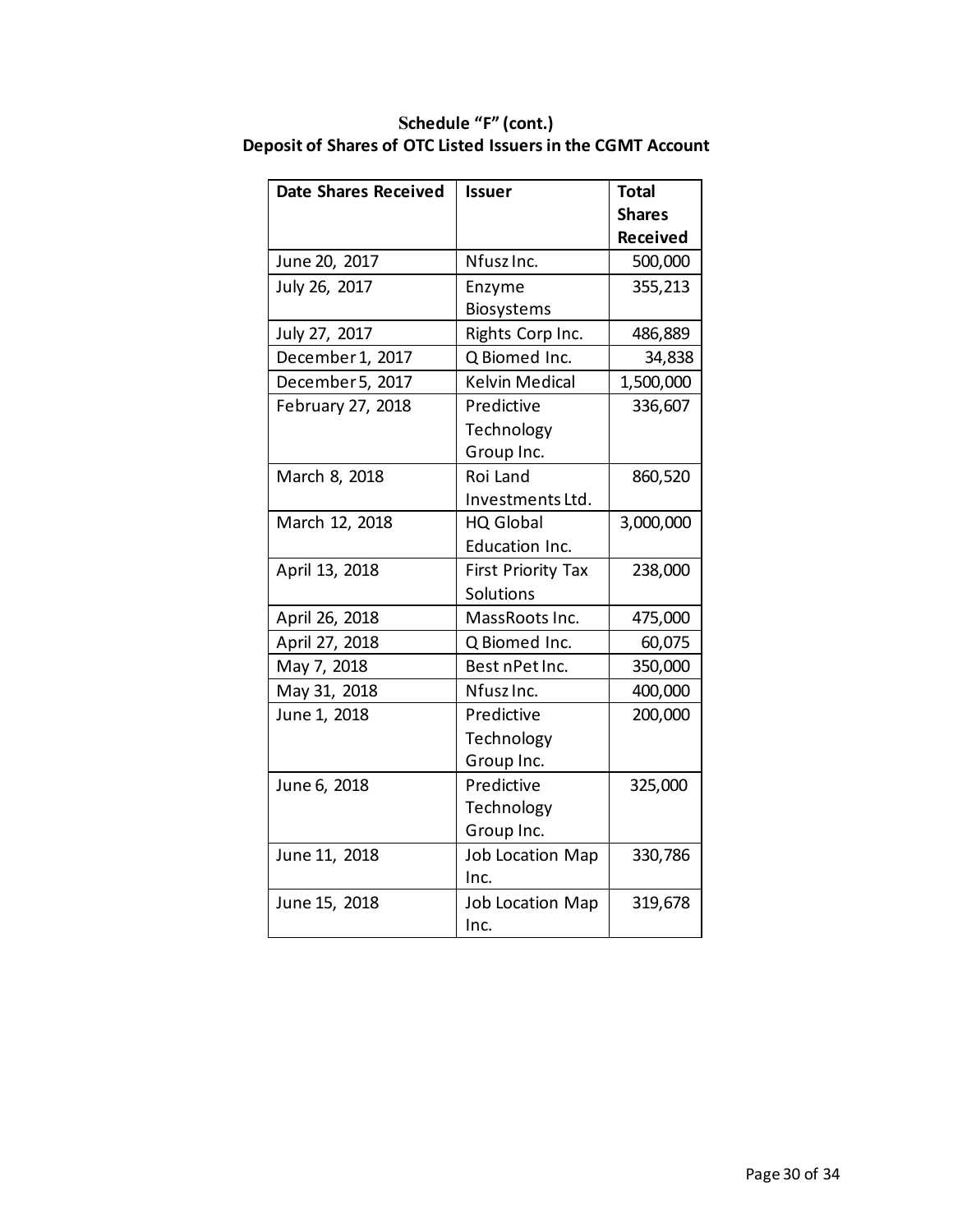**Schedule "F" (cont.)**
**Deposit of Shares of OTC Listed Issuers in the CGMT Account**

| Date Shares Received | Issuer | Total Shares Received |
|---|---|---|
| June 20, 2017 | Nfusz Inc. | 500,000 |
| July 26, 2017 | Enzyme Biosystems | 355,213 |
| July 27, 2017 | Rights Corp Inc. | 486,889 |
| December 1, 2017 | Q Biomed Inc. | 34,838 |
| December 5, 2017 | Kelvin Medical | 1,500,000 |
| February 27, 2018 | Predictive Technology Group Inc. | 336,607 |
| March 8, 2018 | Roi Land Investments Ltd. | 860,520 |
| March 12, 2018 | HQ Global Education Inc. | 3,000,000 |
| April 13, 2018 | First Priority Tax Solutions | 238,000 |
| April 26, 2018 | MassRoots Inc. | 475,000 |
| April 27, 2018 | Q Biomed Inc. | 60,075 |
| May 7, 2018 | Best nPet Inc. | 350,000 |
| May 31, 2018 | Nfusz Inc. | 400,000 |
| June 1, 2018 | Predictive Technology Group Inc. | 200,000 |
| June 6, 2018 | Predictive Technology Group Inc. | 325,000 |
| June 11, 2018 | Job Location Map Inc. | 330,786 |
| June 15, 2018 | Job Location Map Inc. | 319,678 |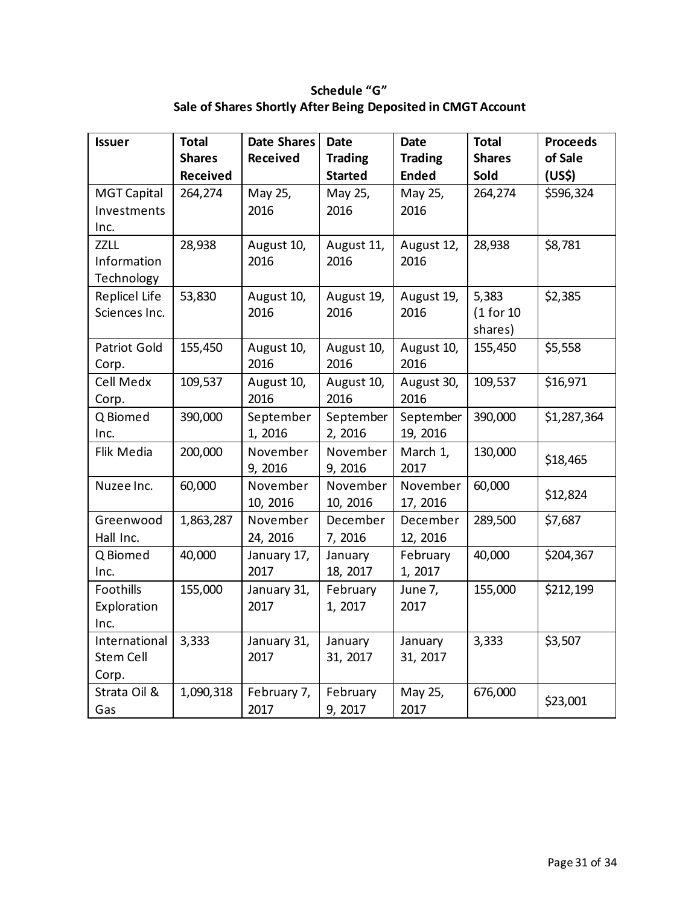**Schedule "G"**
**Sale of Shares Shortly After Being Deposited in CMGT Account**

| Issuer | Total Shares Received | Date Shares Received | Date Trading Started | Date Trading Ended | Total Shares Sold | Proceeds of Sale (US$) |
|---|---|---|---|---|---|---|
| MGT Capital Investments Inc. | 264,274 | May 25, 2016 | May 25, 2016 | May 25, 2016 | 264,274 | $596,324 |
| ZZLL Information Technology | 28,938 | August 10, 2016 | August 11, 2016 | August 12, 2016 | 28,938 | $8,781 |
| Replicel Life Sciences Inc. | 53,830 | August 10, 2016 | August 19, 2016 | August 19, 2016 | 5,383 (1 for 10 shares) | $2,385 |
| Patriot Gold Corp. | 155,450 | August 10, 2016 | August 10, 2016 | August 10, 2016 | 155,450 | $5,558 |
| Cell Medx Corp. | 109,537 | August 10, 2016 | August 10, 2016 | August 30, 2016 | 109,537 | $16,971 |
| Q Biomed Inc. | 390,000 | September 1, 2016 | September 2, 2016 | September 19, 2016 | 390,000 | $1,287,364 |
| Flik Media | 200,000 | November 9, 2016 | November 9, 2016 | March 1, 2017 | 130,000 | $18,465 |
| Nuzee Inc. | 60,000 | November 10, 2016 | November 10, 2016 | November 17, 2016 | 60,000 | $12,824 |
| Greenwood Hall Inc. | 1,863,287 | November 24, 2016 | December 7, 2016 | December 12, 2016 | 289,500 | $7,687 |
| Q Biomed Inc. | 40,000 | January 17, 2017 | January 18, 2017 | February 1, 2017 | 40,000 | $204,367 |
| Foothills Exploration Inc. | 155,000 | January 31, 2017 | February 1, 2017 | June 7, 2017 | 155,000 | $212,199 |
| International Stem Cell Corp. | 3,333 | January 31, 2017 | January 31, 2017 | January 31, 2017 | 3,333 | $3,507 |
| Strata Oil & Gas | 1,090,318 | February 7, 2017 | February 9, 2017 | May 25, 2017 | 676,000 | $23,001 |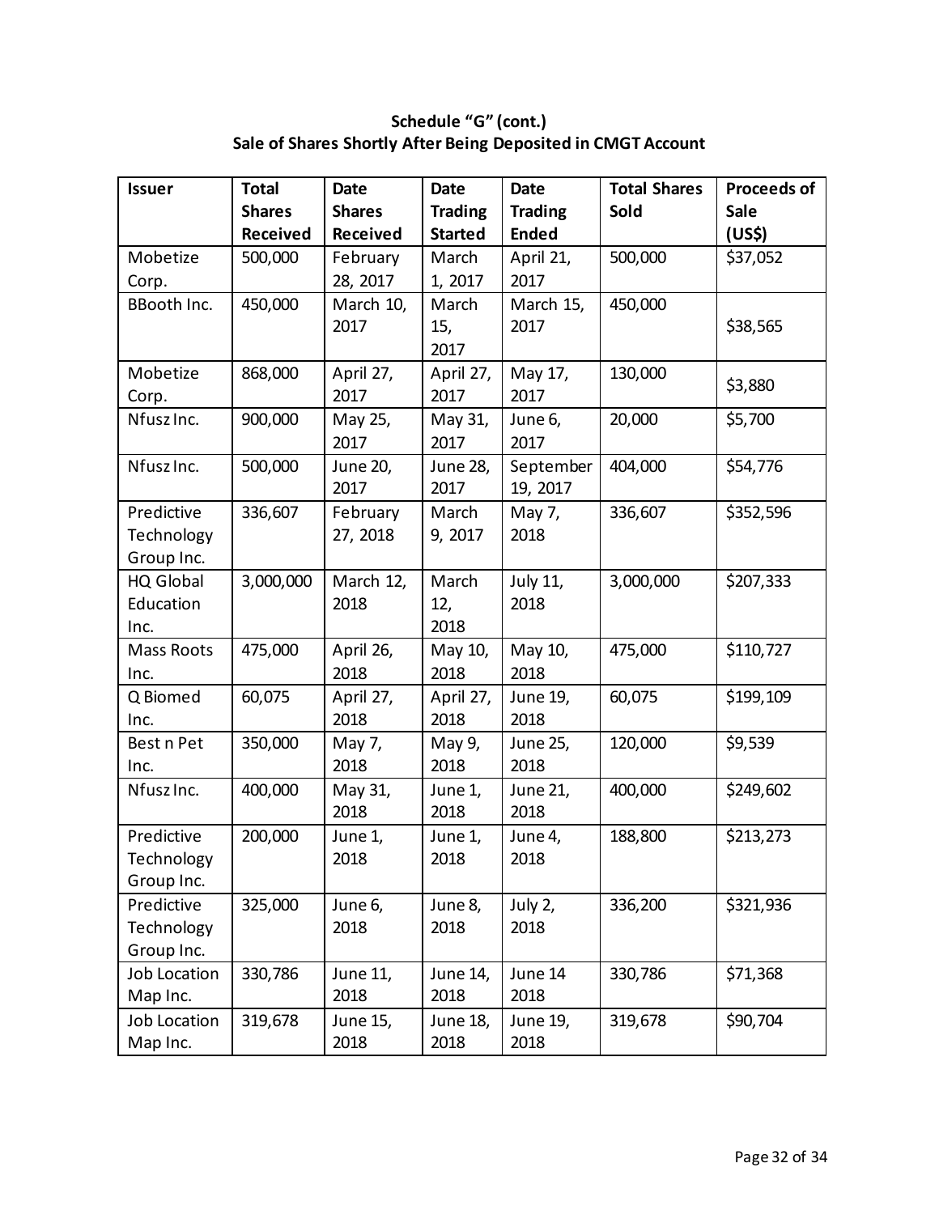**Schedule "G" (cont.)**
**Sale of Shares Shortly After Being Deposited in CMGT Account**

| Issuer | Total Shares Received | Date Shares Received | Date Trading Started | Date Trading Ended | Total Shares Sold | Proceeds of Sale (US$) |
|---|---|---|---|---|---|---|
| Mobetize Corp. | 500,000 | February 28, 2017 | March 1, 2017 | April 21, 2017 | 500,000 | $37,052 |
| BBooth Inc. | 450,000 | March 10, 2017 | March 15, 2017 | March 15, 2017 | 450,000 | $38,565 |
| Mobetize Corp. | 868,000 | April 27, 2017 | April 27, 2017 | May 17, 2017 | 130,000 | $3,880 |
| Nfusz Inc. | 900,000 | May 25, 2017 | May 31, 2017 | June 6, 2017 | 20,000 | $5,700 |
| Nfusz Inc. | 500,000 | June 20, 2017 | June 28, 2017 | September 19, 2017 | 404,000 | $54,776 |
| Predictive Technology Group Inc. | 336,607 | February 27, 2018 | March 9, 2017 | May 7, 2018 | 336,607 | $352,596 |
| HQ Global Education Inc. | 3,000,000 | March 12, 2018 | March 12, 2018 | July 11, 2018 | 3,000,000 | $207,333 |
| Mass Roots Inc. | 475,000 | April 26, 2018 | May 10, 2018 | May 10, 2018 | 475,000 | $110,727 |
| Q Biomed Inc. | 60,075 | April 27, 2018 | April 27, 2018 | June 19, 2018 | 60,075 | $199,109 |
| Best n Pet Inc. | 350,000 | May 7, 2018 | May 9, 2018 | June 25, 2018 | 120,000 | $9,539 |
| Nfusz Inc. | 400,000 | May 31, 2018 | June 1, 2018 | June 21, 2018 | 400,000 | $249,602 |
| Predictive Technology Group Inc. | 200,000 | June 1, 2018 | June 1, 2018 | June 4, 2018 | 188,800 | $213,273 |
| Predictive Technology Group Inc. | 325,000 | June 6, 2018 | June 8, 2018 | July 2, 2018 | 336,200 | $321,936 |
| Job Location Map Inc. | 330,786 | June 11, 2018 | June 14, 2018 | June 14 2018 | 330,786 | $71,368 |
| Job Location Map Inc. | 319,678 | June 15, 2018 | June 18, 2018 | June 19, 2018 | 319,678 | $90,704 |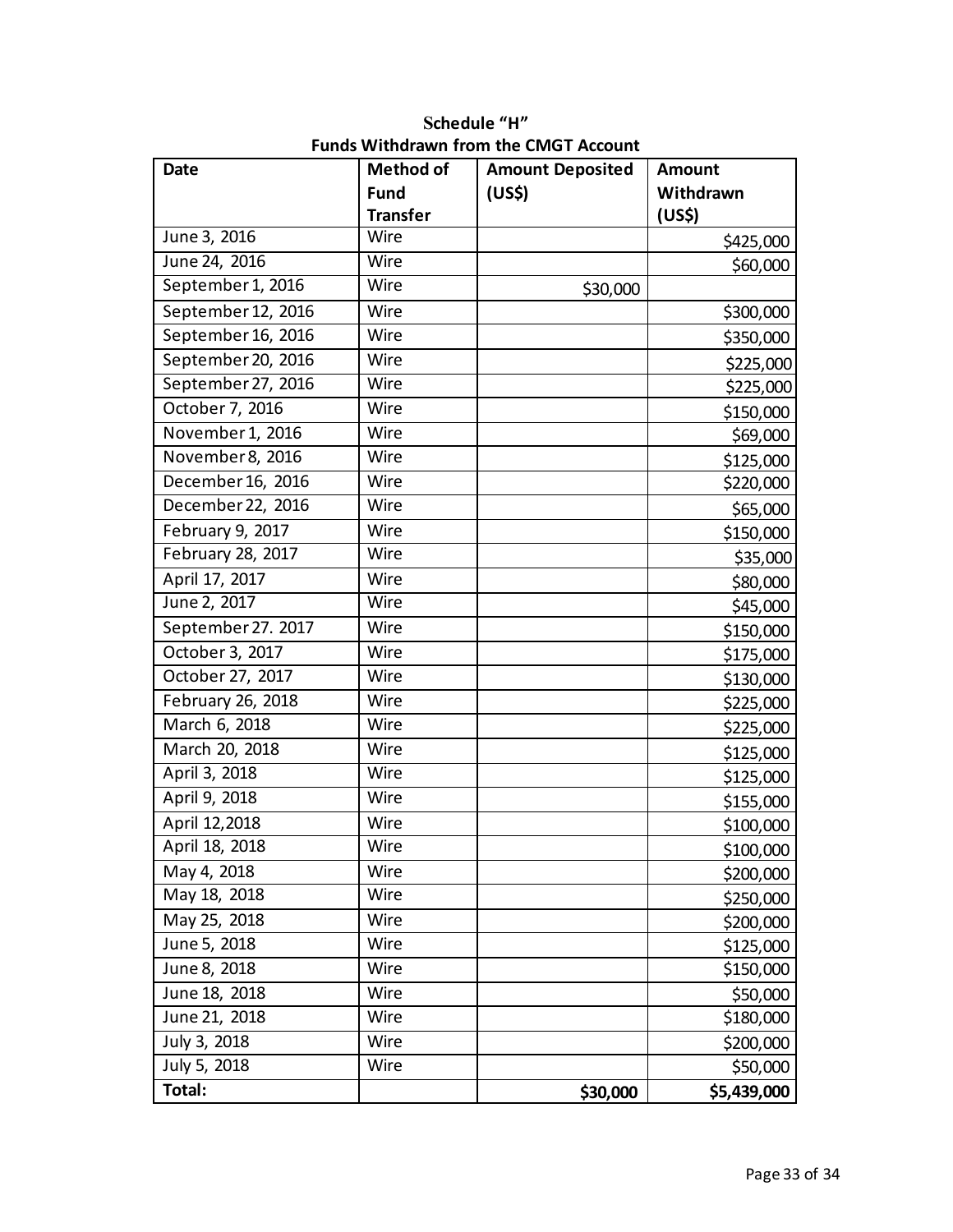**Schedule "H"**
**Funds Withdrawn from the CMGT Account**

| Date | Method of Fund Transfer | Amount Deposited (US$) | Amount Withdrawn (US$) |
|---|---|---|---|
| June 3, 2016 | Wire | | $425,000 |
| June 24, 2016 | Wire | | $60,000 |
| September 1, 2016 | Wire | $30,000 | |
| September 12, 2016 | Wire | | $300,000 |
| September 16, 2016 | Wire | | $350,000 |
| September 20, 2016 | Wire | | $225,000 |
| September 27, 2016 | Wire | | $225,000 |
| October 7, 2016 | Wire | | $150,000 |
| November 1, 2016 | Wire | | $69,000 |
| November 8, 2016 | Wire | | $125,000 |
| December 16, 2016 | Wire | | $220,000 |
| December 22, 2016 | Wire | | $65,000 |
| February 9, 2017 | Wire | | $150,000 |
| February 28, 2017 | Wire | | $35,000 |
| April 17, 2017 | Wire | | $80,000 |
| June 2, 2017 | Wire | | $45,000 |
| September 27. 2017 | Wire | | $150,000 |
| October 3, 2017 | Wire | | $175,000 |
| October 27, 2017 | Wire | | $130,000 |
| February 26, 2018 | Wire | | $225,000 |
| March 6, 2018 | Wire | | $225,000 |
| March 20, 2018 | Wire | | $125,000 |
| April 3, 2018 | Wire | | $125,000 |
| April 9, 2018 | Wire | | $155,000 |
| April 12,2018 | Wire | | $100,000 |
| April 18, 2018 | Wire | | $100,000 |
| May 4, 2018 | Wire | | $200,000 |
| May 18, 2018 | Wire | | $250,000 |
| May 25, 2018 | Wire | | $200,000 |
| June 5, 2018 | Wire | | $125,000 |
| June 8, 2018 | Wire | | $150,000 |
| June 18, 2018 | Wire | | $50,000 |
| June 21, 2018 | Wire | | $180,000 |
| July 3, 2018 | Wire | | $200,000 |
| July 5, 2018 | Wire | | $50,000 |
| **Total:** | | **$30,000** | **$5,439,000** |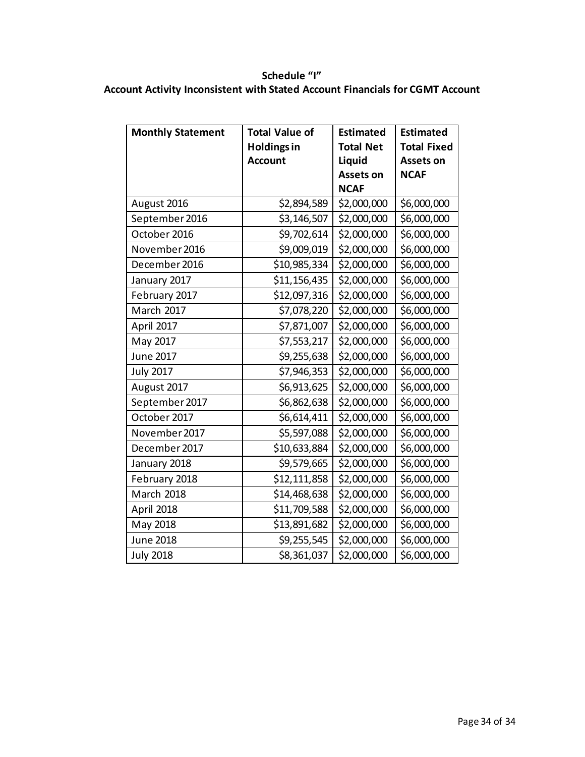**Schedule "I"**

**Account Activity Inconsistent with Stated Account Financials for CGMT Account**

| Monthly Statement | Total Value of Holdings in Account | Estimated Total Net Liquid Assets on NCAF | Estimated Total Fixed Assets on NCAF |
|---|---|---|---|
| August 2016 | $2,894,589 | $2,000,000 | $6,000,000 |
| September 2016 | $3,146,507 | $2,000,000 | $6,000,000 |
| October 2016 | $9,702,614 | $2,000,000 | $6,000,000 |
| November 2016 | $9,009,019 | $2,000,000 | $6,000,000 |
| December 2016 | $10,985,334 | $2,000,000 | $6,000,000 |
| January 2017 | $11,156,435 | $2,000,000 | $6,000,000 |
| February 2017 | $12,097,316 | $2,000,000 | $6,000,000 |
| March 2017 | $7,078,220 | $2,000,000 | $6,000,000 |
| April 2017 | $7,871,007 | $2,000,000 | $6,000,000 |
| May 2017 | $7,553,217 | $2,000,000 | $6,000,000 |
| June 2017 | $9,255,638 | $2,000,000 | $6,000,000 |
| July 2017 | $7,946,353 | $2,000,000 | $6,000,000 |
| August 2017 | $6,913,625 | $2,000,000 | $6,000,000 |
| September 2017 | $6,862,638 | $2,000,000 | $6,000,000 |
| October 2017 | $6,614,411 | $2,000,000 | $6,000,000 |
| November 2017 | $5,597,088 | $2,000,000 | $6,000,000 |
| December 2017 | $10,633,884 | $2,000,000 | $6,000,000 |
| January 2018 | $9,579,665 | $2,000,000 | $6,000,000 |
| February 2018 | $12,111,858 | $2,000,000 | $6,000,000 |
| March 2018 | $14,468,638 | $2,000,000 | $6,000,000 |
| April 2018 | $11,709,588 | $2,000,000 | $6,000,000 |
| May 2018 | $13,891,682 | $2,000,000 | $6,000,000 |
| June 2018 | $9,255,545 | $2,000,000 | $6,000,000 |
| July 2018 | $8,361,037 | $2,000,000 | $6,000,000 |